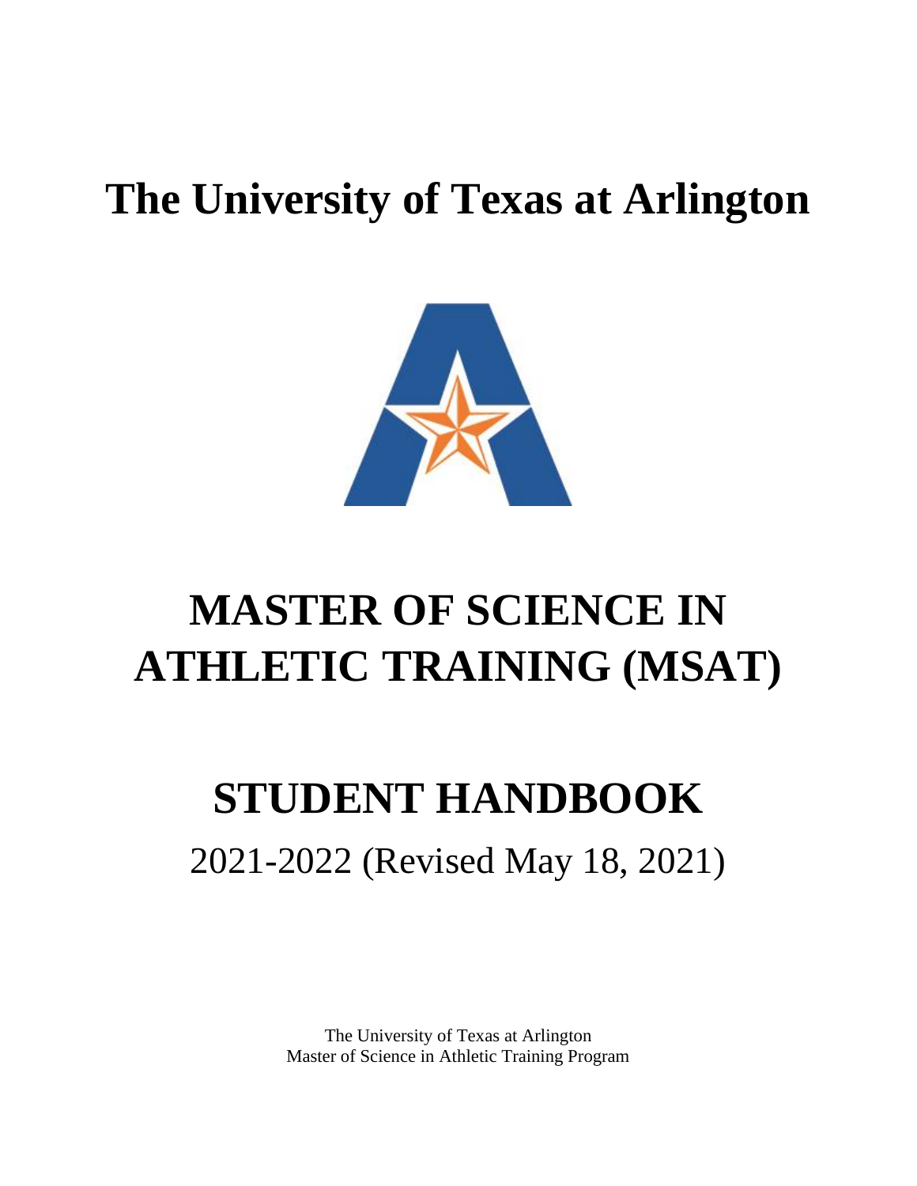# The University of Texas at Arlington

# MASTER OF SCIENCE IN ATHLETIC TRAINING (MSAT)

# STUDENT HANDBOOK

2021-2022 (Revised May 18, 2021)

The University of Texas at Arlington
Master of Science in Athletic Training Program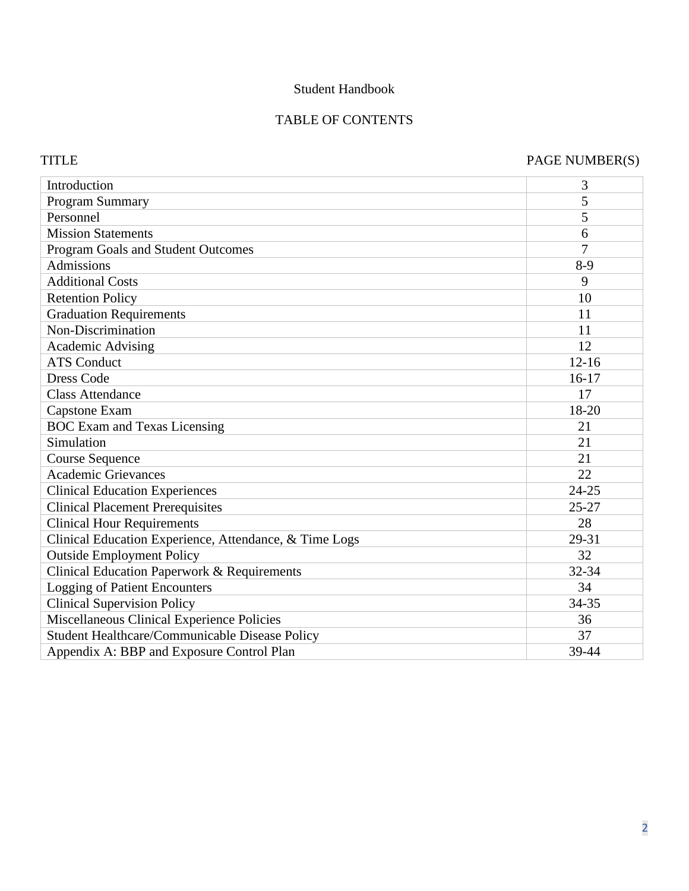Student Handbook

TABLE OF CONTENTS

| TITLE | PAGE NUMBER(S) |
|---|---|
| Introduction | 3 |
| Program Summary | 5 |
| Personnel | 5 |
| Mission Statements | 6 |
| Program Goals and Student Outcomes | 7 |
| Admissions | 8-9 |
| Additional Costs | 9 |
| Retention Policy | 10 |
| Graduation Requirements | 11 |
| Non-Discrimination | 11 |
| Academic Advising | 12 |
| ATS Conduct | 12-16 |
| Dress Code | 16-17 |
| Class Attendance | 17 |
| Capstone Exam | 18-20 |
| BOC Exam and Texas Licensing | 21 |
| Simulation | 21 |
| Course Sequence | 21 |
| Academic Grievances | 22 |
| Clinical Education Experiences | 24-25 |
| Clinical Placement Prerequisites | 25-27 |
| Clinical Hour Requirements | 28 |
| Clinical Education Experience, Attendance, & Time Logs | 29-31 |
| Outside Employment Policy | 32 |
| Clinical Education Paperwork & Requirements | 32-34 |
| Logging of Patient Encounters | 34 |
| Clinical Supervision Policy | 34-35 |
| Miscellaneous Clinical Experience Policies | 36 |
| Student Healthcare/Communicable Disease Policy | 37 |
| Appendix A: BBP and Exposure Control Plan | 39-44 |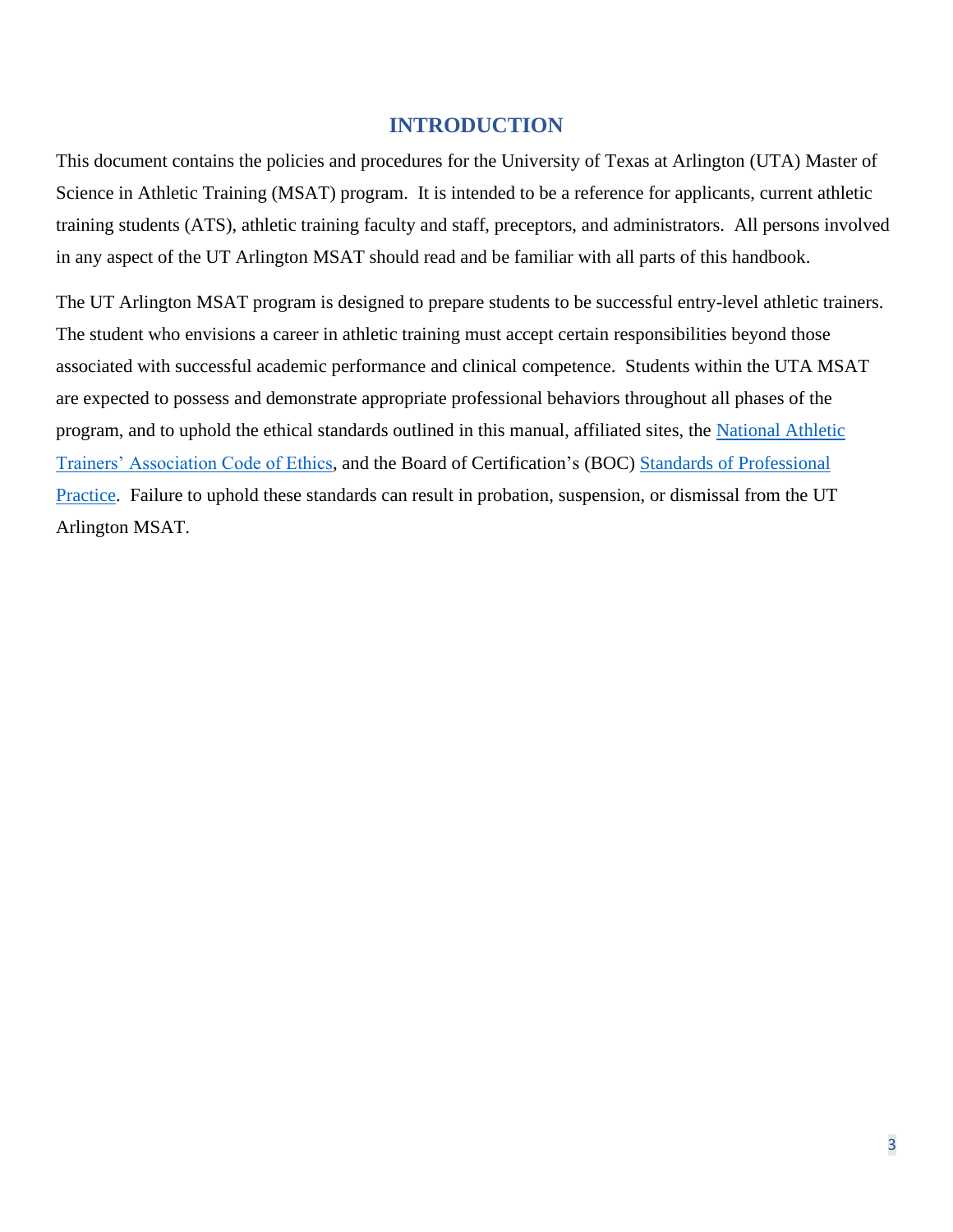# INTRODUCTION

This document contains the policies and procedures for the University of Texas at Arlington (UTA) Master of Science in Athletic Training (MSAT) program. It is intended to be a reference for applicants, current athletic training students (ATS), athletic training faculty and staff, preceptors, and administrators. All persons involved in any aspect of the UT Arlington MSAT should read and be familiar with all parts of this handbook.

The UT Arlington MSAT program is designed to prepare students to be successful entry-level athletic trainers. The student who envisions a career in athletic training must accept certain responsibilities beyond those associated with successful academic performance and clinical competence. Students within the UTA MSAT are expected to possess and demonstrate appropriate professional behaviors throughout all phases of the program, and to uphold the ethical standards outlined in this manual, affiliated sites, the National Athletic Trainers' Association Code of Ethics, and the Board of Certification's (BOC) Standards of Professional Practice. Failure to uphold these standards can result in probation, suspension, or dismissal from the UT Arlington MSAT.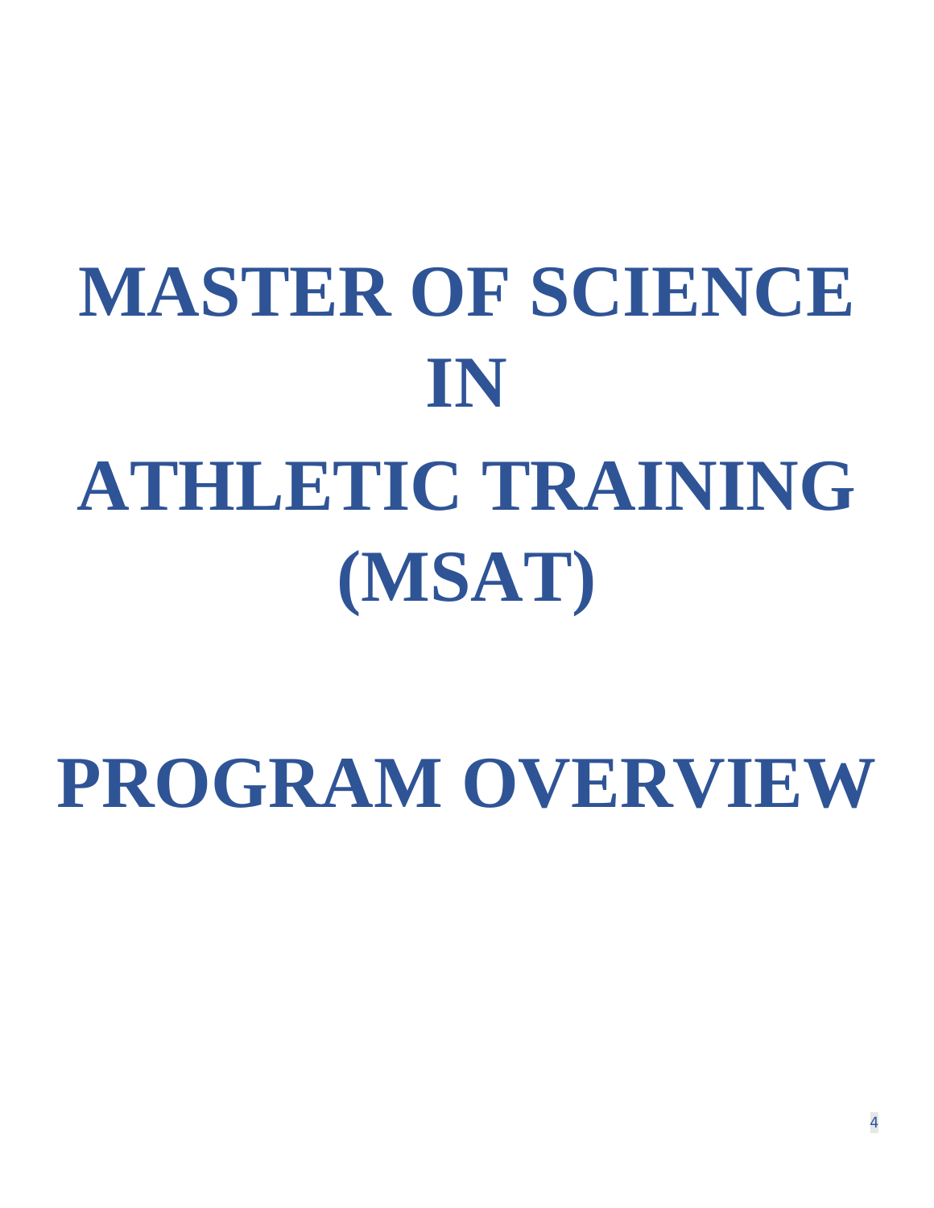# MASTER OF SCIENCE IN ATHLETIC TRAINING (MSAT)

# PROGRAM OVERVIEW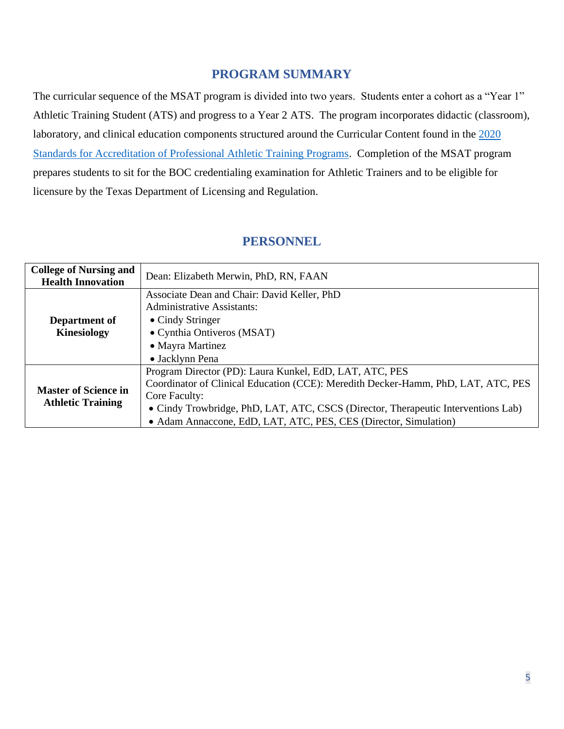## PROGRAM SUMMARY

The curricular sequence of the MSAT program is divided into two years. Students enter a cohort as a "Year 1" Athletic Training Student (ATS) and progress to a Year 2 ATS. The program incorporates didactic (classroom), laboratory, and clinical education components structured around the Curricular Content found in the [2020 Standards for Accreditation of Professional Athletic Training Programs](). Completion of the MSAT program prepares students to sit for the BOC credentialing examination for Athletic Trainers and to be eligible for licensure by the Texas Department of Licensing and Regulation.

## PERSONNEL

| | |
|---|---|
| **College of Nursing and Health Innovation** | Dean: Elizabeth Merwin, PhD, RN, FAAN |
| **Department of Kinesiology** | Associate Dean and Chair: David Keller, PhD<br>Administrative Assistants:<br>• Cindy Stringer<br>• Cynthia Ontiveros (MSAT)<br>• Mayra Martinez<br>• Jacklynn Pena |
| **Master of Science in Athletic Training** | Program Director (PD): Laura Kunkel, EdD, LAT, ATC, PES<br>Coordinator of Clinical Education (CCE): Meredith Decker-Hamm, PhD, LAT, ATC, PES<br>Core Faculty:<br>• Cindy Trowbridge, PhD, LAT, ATC, CSCS (Director, Therapeutic Interventions Lab)<br>• Adam Annaccone, EdD, LAT, ATC, PES, CES (Director, Simulation) |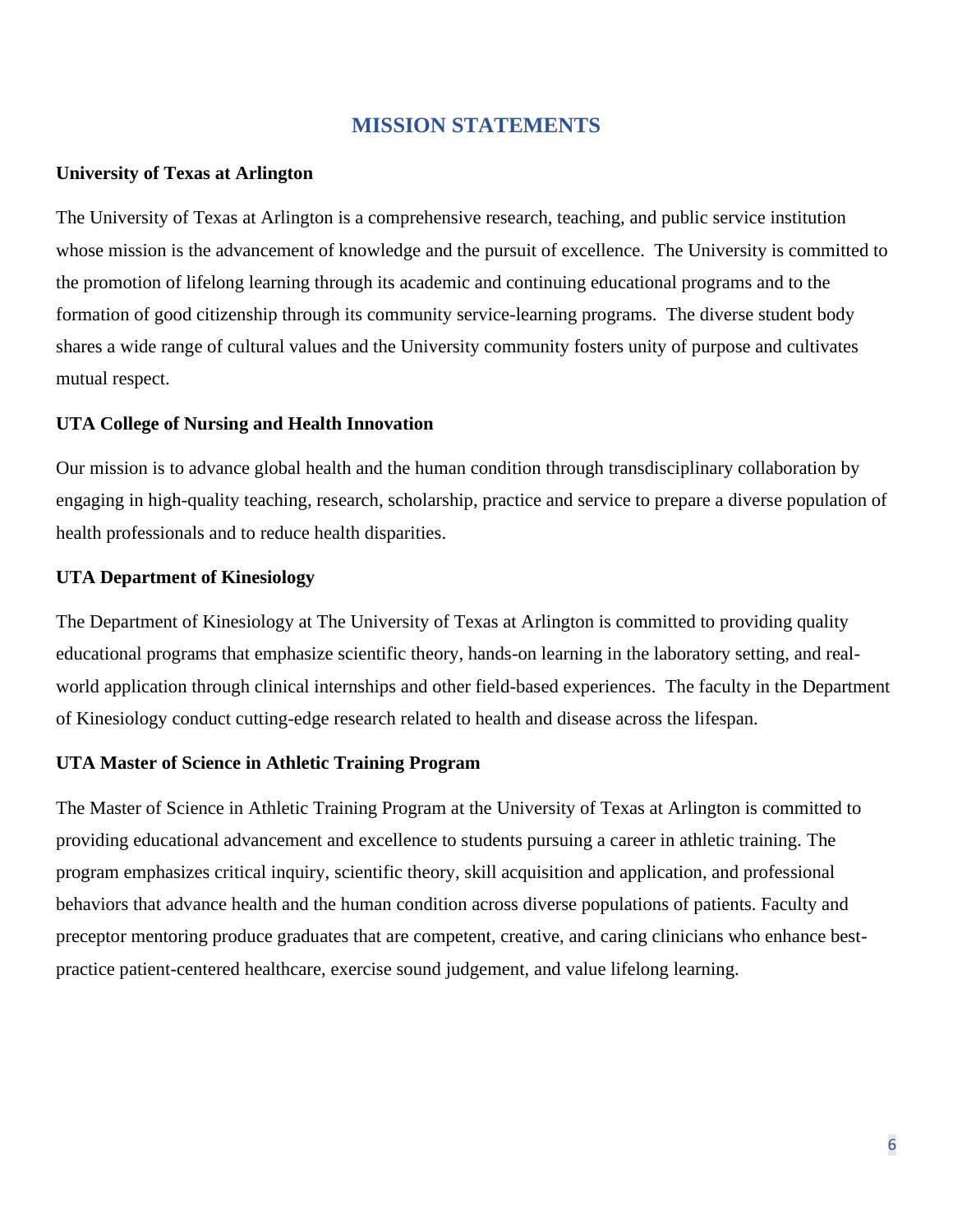# MISSION STATEMENTS

**University of Texas at Arlington**

The University of Texas at Arlington is a comprehensive research, teaching, and public service institution whose mission is the advancement of knowledge and the pursuit of excellence. The University is committed to the promotion of lifelong learning through its academic and continuing educational programs and to the formation of good citizenship through its community service-learning programs. The diverse student body shares a wide range of cultural values and the University community fosters unity of purpose and cultivates mutual respect.

**UTA College of Nursing and Health Innovation**

Our mission is to advance global health and the human condition through transdisciplinary collaboration by engaging in high-quality teaching, research, scholarship, practice and service to prepare a diverse population of health professionals and to reduce health disparities.

**UTA Department of Kinesiology**

The Department of Kinesiology at The University of Texas at Arlington is committed to providing quality educational programs that emphasize scientific theory, hands-on learning in the laboratory setting, and real-world application through clinical internships and other field-based experiences. The faculty in the Department of Kinesiology conduct cutting-edge research related to health and disease across the lifespan.

**UTA Master of Science in Athletic Training Program**

The Master of Science in Athletic Training Program at the University of Texas at Arlington is committed to providing educational advancement and excellence to students pursuing a career in athletic training. The program emphasizes critical inquiry, scientific theory, skill acquisition and application, and professional behaviors that advance health and the human condition across diverse populations of patients. Faculty and preceptor mentoring produce graduates that are competent, creative, and caring clinicians who enhance best-practice patient-centered healthcare, exercise sound judgement, and value lifelong learning.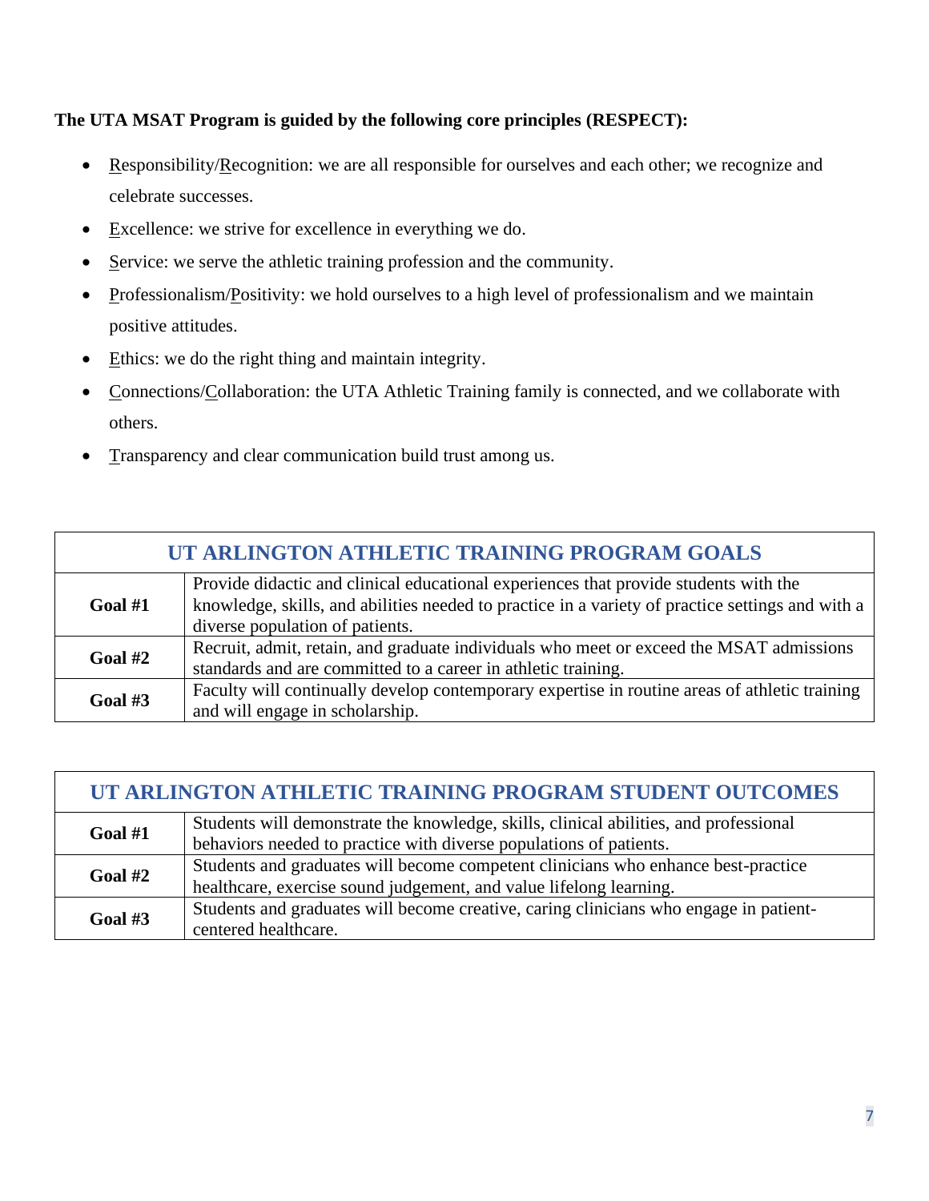**The UTA MSAT Program is guided by the following core principles (RESPECT):**

- Responsibility/Recognition: we are all responsible for ourselves and each other; we recognize and celebrate successes.
- Excellence: we strive for excellence in everything we do.
- Service: we serve the athletic training profession and the community.
- Professionalism/Positivity: we hold ourselves to a high level of professionalism and we maintain positive attitudes.
- Ethics: we do the right thing and maintain integrity.
- Connections/Collaboration: the UTA Athletic Training family is connected, and we collaborate with others.
- Transparency and clear communication build trust among us.

| UT ARLINGTON ATHLETIC TRAINING PROGRAM GOALS | |
|---|---|
| **Goal #1** | Provide didactic and clinical educational experiences that provide students with the knowledge, skills, and abilities needed to practice in a variety of practice settings and with a diverse population of patients. |
| **Goal #2** | Recruit, admit, retain, and graduate individuals who meet or exceed the MSAT admissions standards and are committed to a career in athletic training. |
| **Goal #3** | Faculty will continually develop contemporary expertise in routine areas of athletic training and will engage in scholarship. |

| UT ARLINGTON ATHLETIC TRAINING PROGRAM STUDENT OUTCOMES | |
|---|---|
| **Goal #1** | Students will demonstrate the knowledge, skills, clinical abilities, and professional behaviors needed to practice with diverse populations of patients. |
| **Goal #2** | Students and graduates will become competent clinicians who enhance best-practice healthcare, exercise sound judgement, and value lifelong learning. |
| **Goal #3** | Students and graduates will become creative, caring clinicians who engage in patient-centered healthcare. |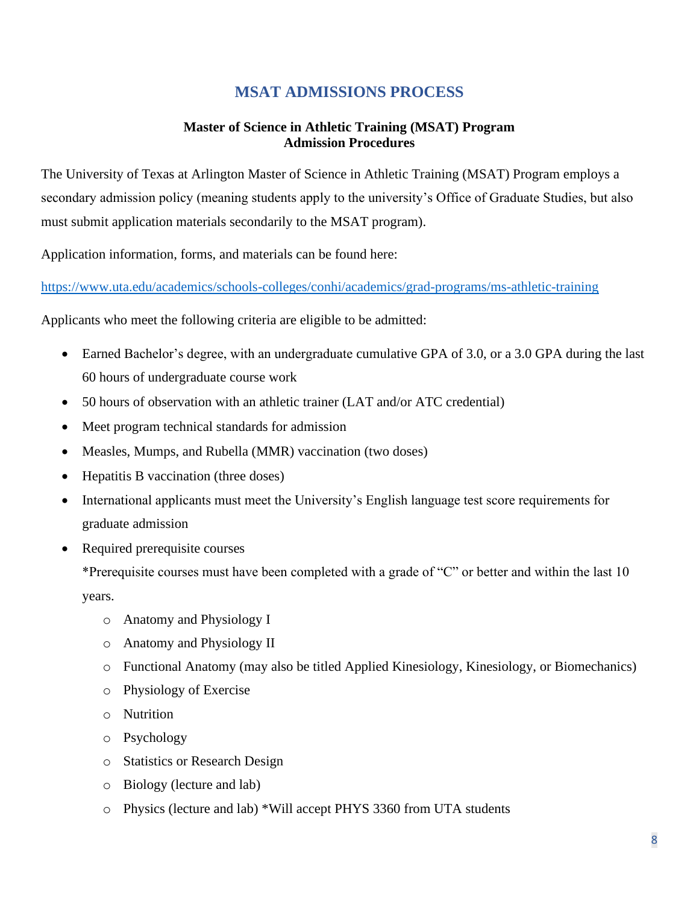# MSAT ADMISSIONS PROCESS

**Master of Science in Athletic Training (MSAT) Program**
**Admission Procedures**

The University of Texas at Arlington Master of Science in Athletic Training (MSAT) Program employs a secondary admission policy (meaning students apply to the university's Office of Graduate Studies, but also must submit application materials secondarily to the MSAT program).

Application information, forms, and materials can be found here:

https://www.uta.edu/academics/schools-colleges/conhi/academics/grad-programs/ms-athletic-training

Applicants who meet the following criteria are eligible to be admitted:

- Earned Bachelor's degree, with an undergraduate cumulative GPA of 3.0, or a 3.0 GPA during the last 60 hours of undergraduate course work
- 50 hours of observation with an athletic trainer (LAT and/or ATC credential)
- Meet program technical standards for admission
- Measles, Mumps, and Rubella (MMR) vaccination (two doses)
- Hepatitis B vaccination (three doses)
- International applicants must meet the University's English language test score requirements for graduate admission
- Required prerequisite courses

  *Prerequisite courses must have been completed with a grade of "C" or better and within the last 10 years.

  - Anatomy and Physiology I
  - Anatomy and Physiology II
  - Functional Anatomy (may also be titled Applied Kinesiology, Kinesiology, or Biomechanics)
  - Physiology of Exercise
  - Nutrition
  - Psychology
  - Statistics or Research Design
  - Biology (lecture and lab)
  - Physics (lecture and lab) *Will accept PHYS 3360 from UTA students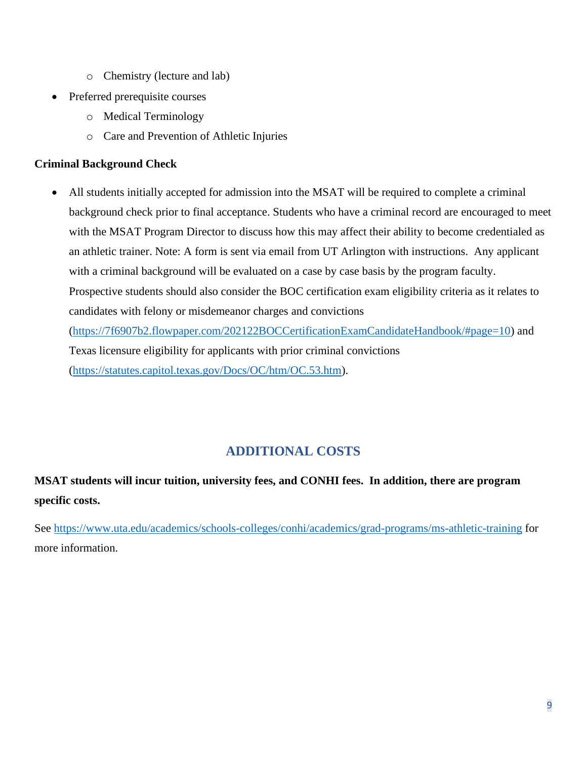- Chemistry (lecture and lab)
- Preferred prerequisite courses
    - Medical Terminology
    - Care and Prevention of Athletic Injuries

**Criminal Background Check**

- All students initially accepted for admission into the MSAT will be required to complete a criminal background check prior to final acceptance. Students who have a criminal record are encouraged to meet with the MSAT Program Director to discuss how this may affect their ability to become credentialed as an athletic trainer. Note: A form is sent via email from UT Arlington with instructions. Any applicant with a criminal background will be evaluated on a case by case basis by the program faculty. Prospective students should also consider the BOC certification exam eligibility criteria as it relates to candidates with felony or misdemeanor charges and convictions (https://7f6907b2.flowpaper.com/202122BOCCertificationExamCandidateHandbook/#page=10) and Texas licensure eligibility for applicants with prior criminal convictions (https://statutes.capitol.texas.gov/Docs/OC/htm/OC.53.htm).

## ADDITIONAL COSTS

**MSAT students will incur tuition, university fees, and CONHI fees. In addition, there are program specific costs.**

See https://www.uta.edu/academics/schools-colleges/conhi/academics/grad-programs/ms-athletic-training for more information.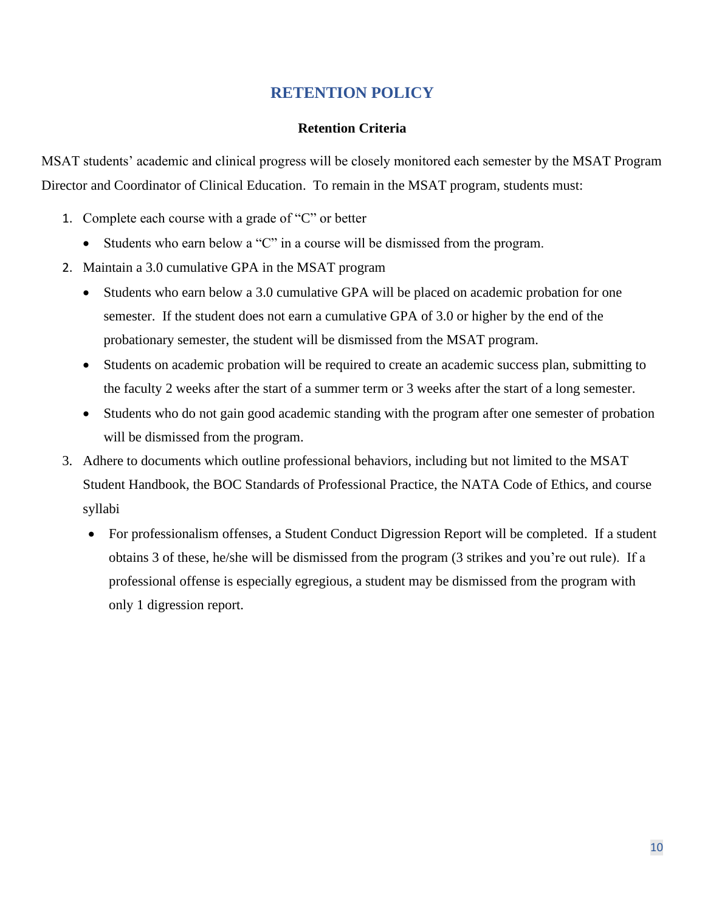# RETENTION POLICY

### Retention Criteria

MSAT students' academic and clinical progress will be closely monitored each semester by the MSAT Program Director and Coordinator of Clinical Education. To remain in the MSAT program, students must:

1. Complete each course with a grade of "C" or better
   - Students who earn below a "C" in a course will be dismissed from the program.
2. Maintain a 3.0 cumulative GPA in the MSAT program
   - Students who earn below a 3.0 cumulative GPA will be placed on academic probation for one semester. If the student does not earn a cumulative GPA of 3.0 or higher by the end of the probationary semester, the student will be dismissed from the MSAT program.
   - Students on academic probation will be required to create an academic success plan, submitting to the faculty 2 weeks after the start of a summer term or 3 weeks after the start of a long semester.
   - Students who do not gain good academic standing with the program after one semester of probation will be dismissed from the program.
3. Adhere to documents which outline professional behaviors, including but not limited to the MSAT Student Handbook, the BOC Standards of Professional Practice, the NATA Code of Ethics, and course syllabi
   - For professionalism offenses, a Student Conduct Digression Report will be completed. If a student obtains 3 of these, he/she will be dismissed from the program (3 strikes and you're out rule). If a professional offense is especially egregious, a student may be dismissed from the program with only 1 digression report.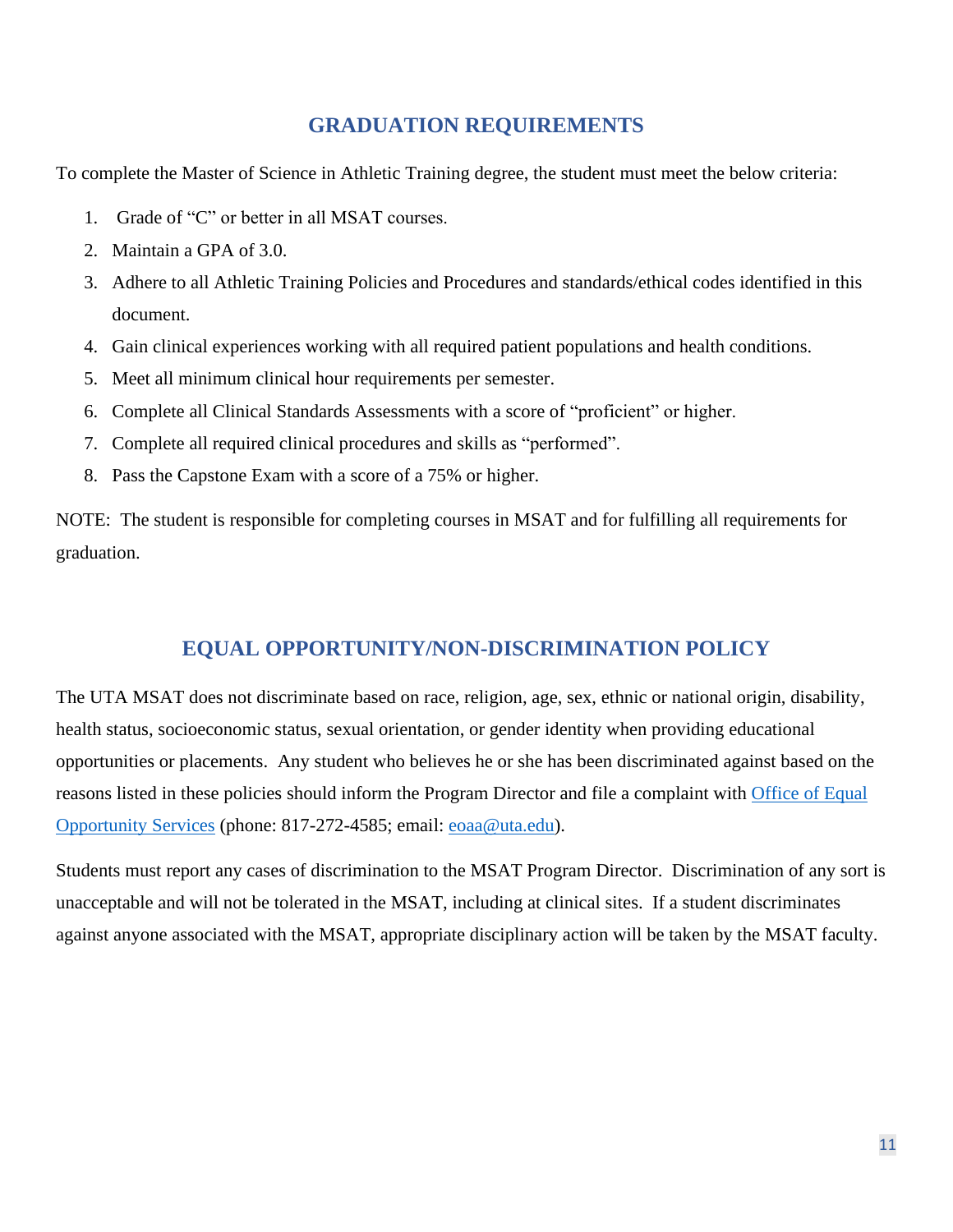## GRADUATION REQUIREMENTS

To complete the Master of Science in Athletic Training degree, the student must meet the below criteria:

1. Grade of "C" or better in all MSAT courses.
2. Maintain a GPA of 3.0.
3. Adhere to all Athletic Training Policies and Procedures and standards/ethical codes identified in this document.
4. Gain clinical experiences working with all required patient populations and health conditions.
5. Meet all minimum clinical hour requirements per semester.
6. Complete all Clinical Standards Assessments with a score of "proficient" or higher.
7. Complete all required clinical procedures and skills as "performed".
8. Pass the Capstone Exam with a score of a 75% or higher.

NOTE: The student is responsible for completing courses in MSAT and for fulfilling all requirements for graduation.

## EQUAL OPPORTUNITY/NON-DISCRIMINATION POLICY

The UTA MSAT does not discriminate based on race, religion, age, sex, ethnic or national origin, disability, health status, socioeconomic status, sexual orientation, or gender identity when providing educational opportunities or placements. Any student who believes he or she has been discriminated against based on the reasons listed in these policies should inform the Program Director and file a complaint with Office of Equal Opportunity Services (phone: 817-272-4585; email: eoaa@uta.edu).

Students must report any cases of discrimination to the MSAT Program Director. Discrimination of any sort is unacceptable and will not be tolerated in the MSAT, including at clinical sites. If a student discriminates against anyone associated with the MSAT, appropriate disciplinary action will be taken by the MSAT faculty.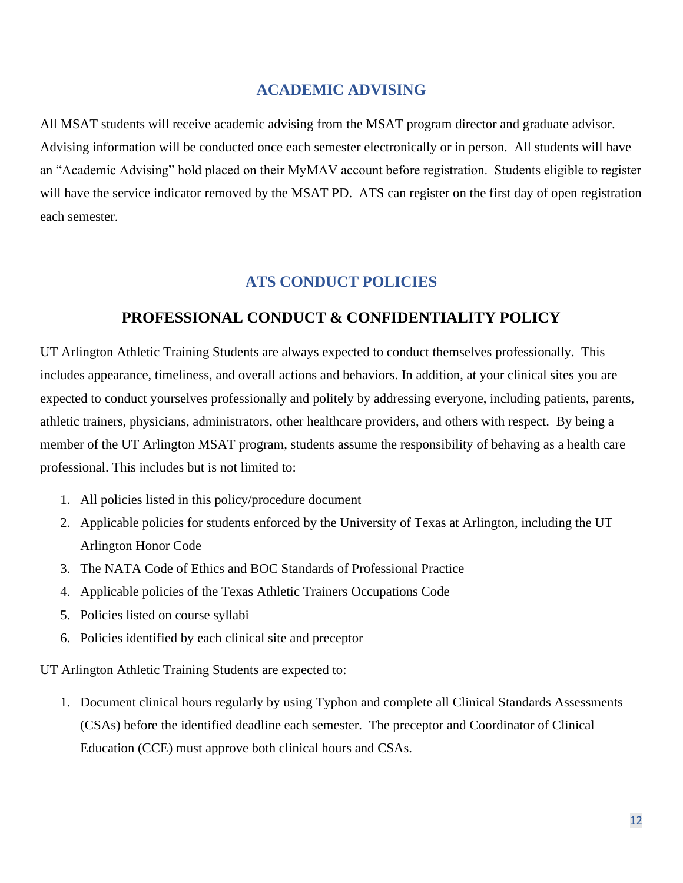## ACADEMIC ADVISING

All MSAT students will receive academic advising from the MSAT program director and graduate advisor. Advising information will be conducted once each semester electronically or in person. All students will have an "Academic Advising" hold placed on their MyMAV account before registration. Students eligible to register will have the service indicator removed by the MSAT PD. ATS can register on the first day of open registration each semester.

## ATS CONDUCT POLICIES

### PROFESSIONAL CONDUCT & CONFIDENTIALITY POLICY

UT Arlington Athletic Training Students are always expected to conduct themselves professionally. This includes appearance, timeliness, and overall actions and behaviors. In addition, at your clinical sites you are expected to conduct yourselves professionally and politely by addressing everyone, including patients, parents, athletic trainers, physicians, administrators, other healthcare providers, and others with respect. By being a member of the UT Arlington MSAT program, students assume the responsibility of behaving as a health care professional. This includes but is not limited to:

1. All policies listed in this policy/procedure document
2. Applicable policies for students enforced by the University of Texas at Arlington, including the UT Arlington Honor Code
3. The NATA Code of Ethics and BOC Standards of Professional Practice
4. Applicable policies of the Texas Athletic Trainers Occupations Code
5. Policies listed on course syllabi
6. Policies identified by each clinical site and preceptor

UT Arlington Athletic Training Students are expected to:

1. Document clinical hours regularly by using Typhon and complete all Clinical Standards Assessments (CSAs) before the identified deadline each semester. The preceptor and Coordinator of Clinical Education (CCE) must approve both clinical hours and CSAs.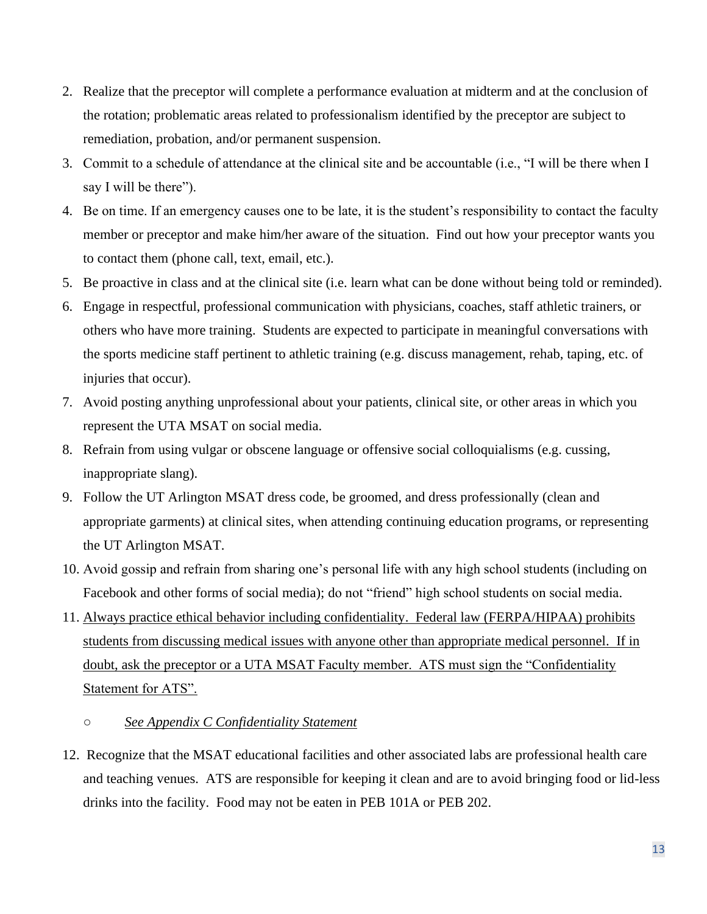2. Realize that the preceptor will complete a performance evaluation at midterm and at the conclusion of the rotation; problematic areas related to professionalism identified by the preceptor are subject to remediation, probation, and/or permanent suspension.
3. Commit to a schedule of attendance at the clinical site and be accountable (i.e., "I will be there when I say I will be there").
4. Be on time. If an emergency causes one to be late, it is the student's responsibility to contact the faculty member or preceptor and make him/her aware of the situation. Find out how your preceptor wants you to contact them (phone call, text, email, etc.).
5. Be proactive in class and at the clinical site (i.e. learn what can be done without being told or reminded).
6. Engage in respectful, professional communication with physicians, coaches, staff athletic trainers, or others who have more training. Students are expected to participate in meaningful conversations with the sports medicine staff pertinent to athletic training (e.g. discuss management, rehab, taping, etc. of injuries that occur).
7. Avoid posting anything unprofessional about your patients, clinical site, or other areas in which you represent the UTA MSAT on social media.
8. Refrain from using vulgar or obscene language or offensive social colloquialisms (e.g. cussing, inappropriate slang).
9. Follow the UT Arlington MSAT dress code, be groomed, and dress professionally (clean and appropriate garments) at clinical sites, when attending continuing education programs, or representing the UT Arlington MSAT.
10. Avoid gossip and refrain from sharing one's personal life with any high school students (including on Facebook and other forms of social media); do not "friend" high school students on social media.
11. <u>Always practice ethical behavior including confidentiality. Federal law (FERPA/HIPAA) prohibits students from discussing medical issues with anyone other than appropriate medical personnel. If in doubt, ask the preceptor or a UTA MSAT Faculty member. ATS must sign the "Confidentiality Statement for ATS".</u>
    - <u>*See Appendix C Confidentiality Statement*</u>
12. Recognize that the MSAT educational facilities and other associated labs are professional health care and teaching venues. ATS are responsible for keeping it clean and are to avoid bringing food or lid-less drinks into the facility. Food may not be eaten in PEB 101A or PEB 202.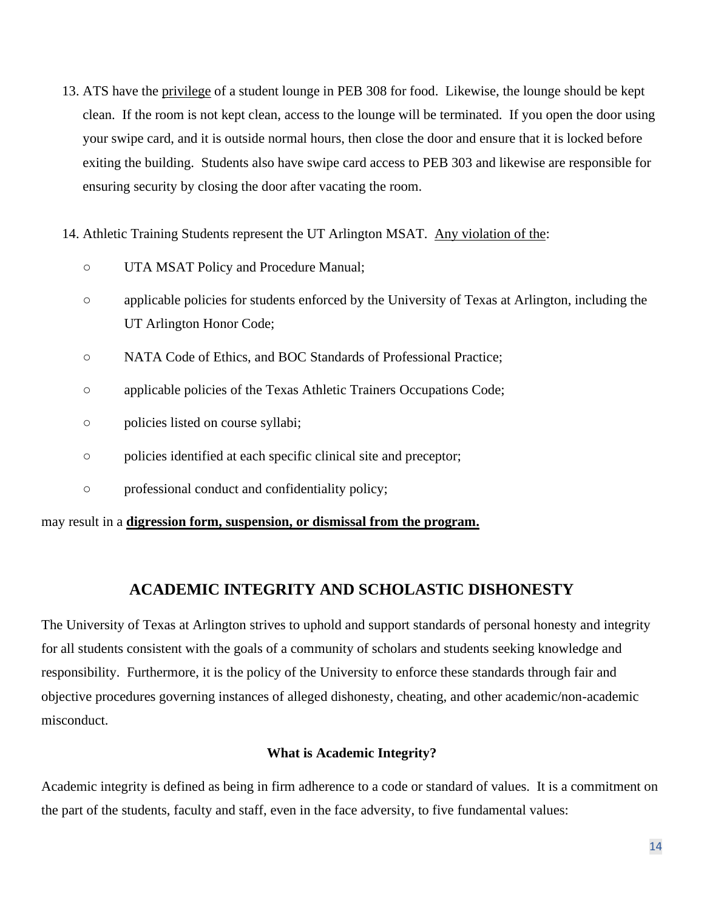13. ATS have the privilege of a student lounge in PEB 308 for food. Likewise, the lounge should be kept clean. If the room is not kept clean, access to the lounge will be terminated. If you open the door using your swipe card, and it is outside normal hours, then close the door and ensure that it is locked before exiting the building. Students also have swipe card access to PEB 303 and likewise are responsible for ensuring security by closing the door after vacating the room.

14. Athletic Training Students represent the UT Arlington MSAT. Any violation of the:

    - UTA MSAT Policy and Procedure Manual;
    - applicable policies for students enforced by the University of Texas at Arlington, including the UT Arlington Honor Code;
    - NATA Code of Ethics, and BOC Standards of Professional Practice;
    - applicable policies of the Texas Athletic Trainers Occupations Code;
    - policies listed on course syllabi;
    - policies identified at each specific clinical site and preceptor;
    - professional conduct and confidentiality policy;

may result in a **digression form, suspension, or dismissal from the program.**

## ACADEMIC INTEGRITY AND SCHOLASTIC DISHONESTY

The University of Texas at Arlington strives to uphold and support standards of personal honesty and integrity for all students consistent with the goals of a community of scholars and students seeking knowledge and responsibility. Furthermore, it is the policy of the University to enforce these standards through fair and objective procedures governing instances of alleged dishonesty, cheating, and other academic/non-academic misconduct.

### What is Academic Integrity?

Academic integrity is defined as being in firm adherence to a code or standard of values. It is a commitment on the part of the students, faculty and staff, even in the face adversity, to five fundamental values: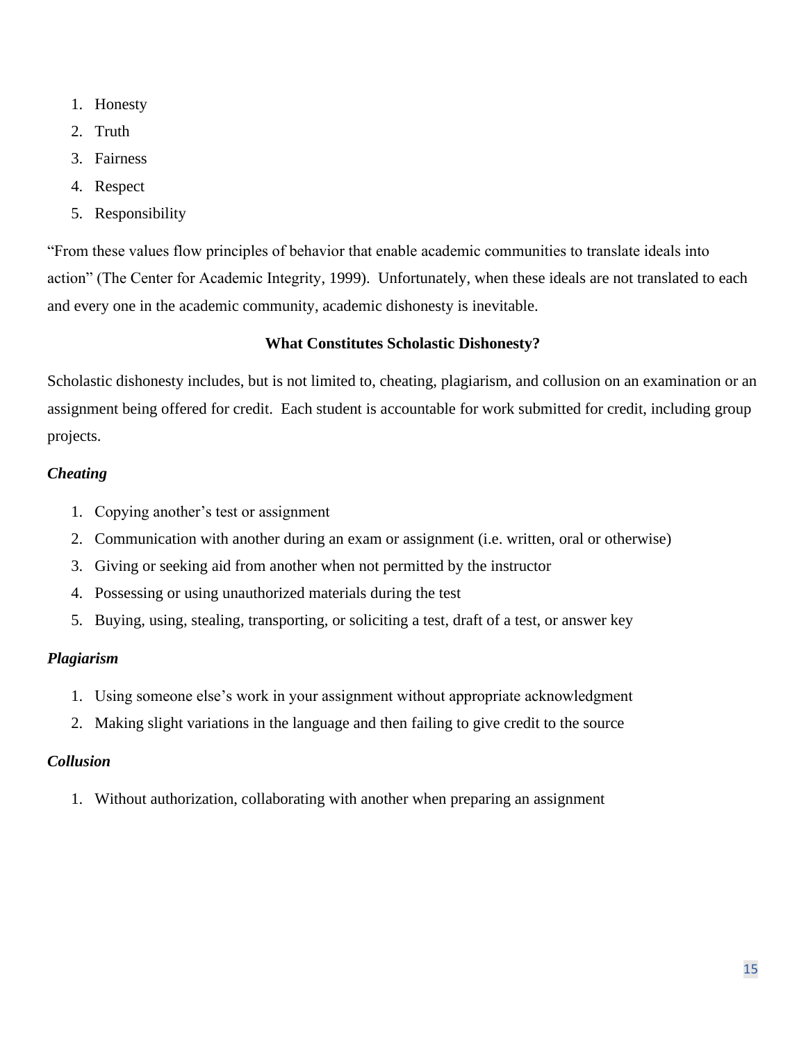1. Honesty
2. Truth
3. Fairness
4. Respect
5. Responsibility

"From these values flow principles of behavior that enable academic communities to translate ideals into action" (The Center for Academic Integrity, 1999). Unfortunately, when these ideals are not translated to each and every one in the academic community, academic dishonesty is inevitable.

## What Constitutes Scholastic Dishonesty?

Scholastic dishonesty includes, but is not limited to, cheating, plagiarism, and collusion on an examination or an assignment being offered for credit. Each student is accountable for work submitted for credit, including group projects.

### *Cheating*

1. Copying another's test or assignment
2. Communication with another during an exam or assignment (i.e. written, oral or otherwise)
3. Giving or seeking aid from another when not permitted by the instructor
4. Possessing or using unauthorized materials during the test
5. Buying, using, stealing, transporting, or soliciting a test, draft of a test, or answer key

### *Plagiarism*

1. Using someone else's work in your assignment without appropriate acknowledgment
2. Making slight variations in the language and then failing to give credit to the source

### *Collusion*

1. Without authorization, collaborating with another when preparing an assignment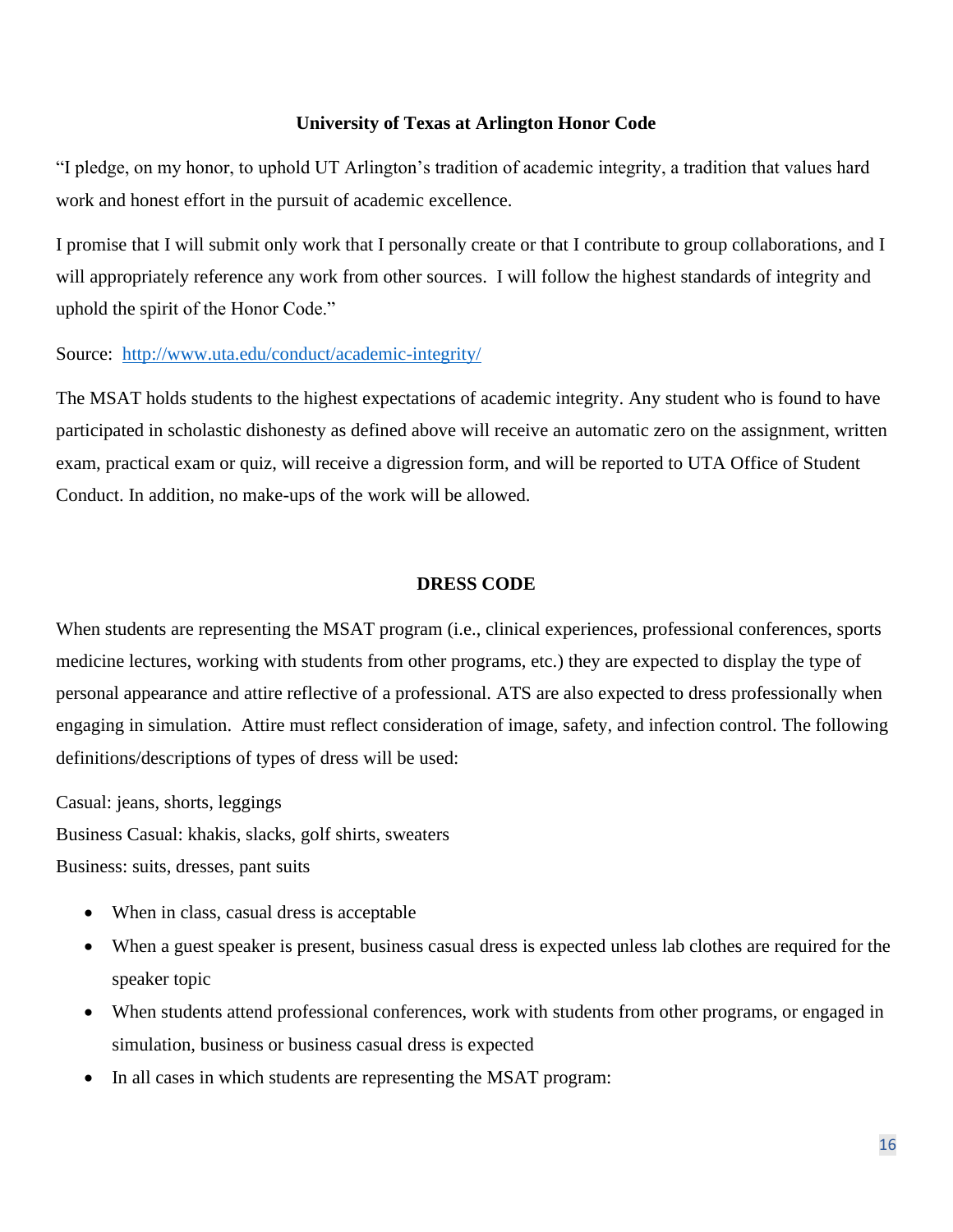## University of Texas at Arlington Honor Code

"I pledge, on my honor, to uphold UT Arlington's tradition of academic integrity, a tradition that values hard work and honest effort in the pursuit of academic excellence.

I promise that I will submit only work that I personally create or that I contribute to group collaborations, and I will appropriately reference any work from other sources. I will follow the highest standards of integrity and uphold the spirit of the Honor Code."

Source: [http://www.uta.edu/conduct/academic-integrity/](http://www.uta.edu/conduct/academic-integrity/)

The MSAT holds students to the highest expectations of academic integrity. Any student who is found to have participated in scholastic dishonesty as defined above will receive an automatic zero on the assignment, written exam, practical exam or quiz, will receive a digression form, and will be reported to UTA Office of Student Conduct. In addition, no make-ups of the work will be allowed.

## DRESS CODE

When students are representing the MSAT program (i.e., clinical experiences, professional conferences, sports medicine lectures, working with students from other programs, etc.) they are expected to display the type of personal appearance and attire reflective of a professional. ATS are also expected to dress professionally when engaging in simulation. Attire must reflect consideration of image, safety, and infection control. The following definitions/descriptions of types of dress will be used:

Casual: jeans, shorts, leggings
Business Casual: khakis, slacks, golf shirts, sweaters
Business: suits, dresses, pant suits

- When in class, casual dress is acceptable
- When a guest speaker is present, business casual dress is expected unless lab clothes are required for the speaker topic
- When students attend professional conferences, work with students from other programs, or engaged in simulation, business or business casual dress is expected
- In all cases in which students are representing the MSAT program: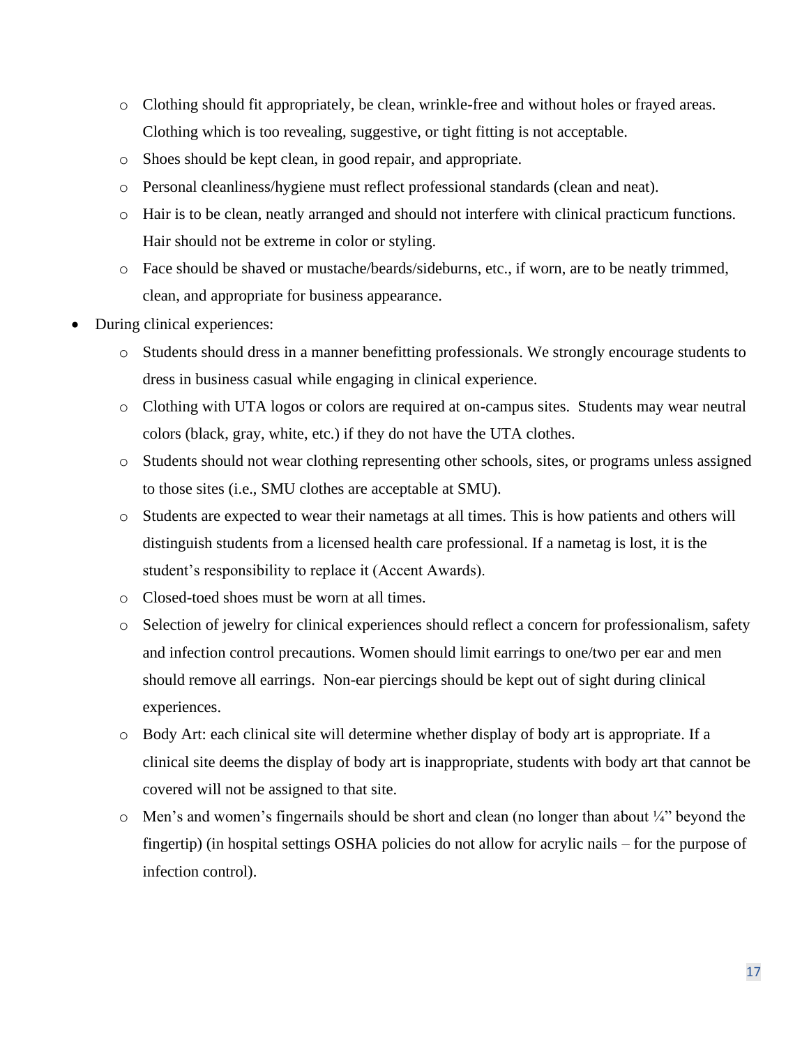- Clothing should fit appropriately, be clean, wrinkle-free and without holes or frayed areas. Clothing which is too revealing, suggestive, or tight fitting is not acceptable.
  - Shoes should be kept clean, in good repair, and appropriate.
  - Personal cleanliness/hygiene must reflect professional standards (clean and neat).
  - Hair is to be clean, neatly arranged and should not interfere with clinical practicum functions. Hair should not be extreme in color or styling.
  - Face should be shaved or mustache/beards/sideburns, etc., if worn, are to be neatly trimmed, clean, and appropriate for business appearance.
- During clinical experiences:
  - Students should dress in a manner benefitting professionals. We strongly encourage students to dress in business casual while engaging in clinical experience.
  - Clothing with UTA logos or colors are required at on-campus sites. Students may wear neutral colors (black, gray, white, etc.) if they do not have the UTA clothes.
  - Students should not wear clothing representing other schools, sites, or programs unless assigned to those sites (i.e., SMU clothes are acceptable at SMU).
  - Students are expected to wear their nametags at all times. This is how patients and others will distinguish students from a licensed health care professional. If a nametag is lost, it is the student's responsibility to replace it (Accent Awards).
  - Closed-toed shoes must be worn at all times.
  - Selection of jewelry for clinical experiences should reflect a concern for professionalism, safety and infection control precautions. Women should limit earrings to one/two per ear and men should remove all earrings. Non-ear piercings should be kept out of sight during clinical experiences.
  - Body Art: each clinical site will determine whether display of body art is appropriate. If a clinical site deems the display of body art is inappropriate, students with body art that cannot be covered will not be assigned to that site.
  - Men's and women's fingernails should be short and clean (no longer than about ¼" beyond the fingertip) (in hospital settings OSHA policies do not allow for acrylic nails – for the purpose of infection control).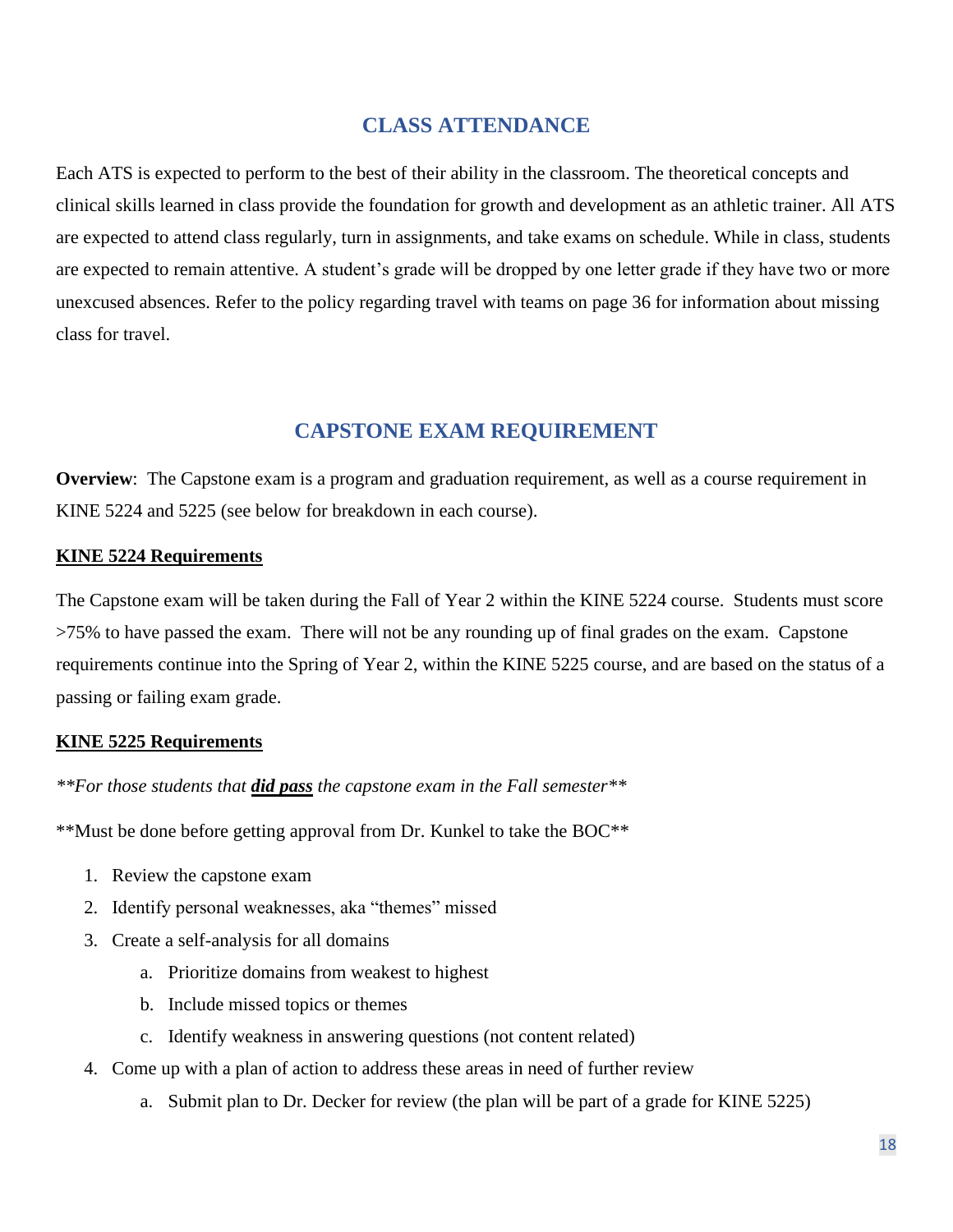## CLASS ATTENDANCE

Each ATS is expected to perform to the best of their ability in the classroom. The theoretical concepts and clinical skills learned in class provide the foundation for growth and development as an athletic trainer. All ATS are expected to attend class regularly, turn in assignments, and take exams on schedule. While in class, students are expected to remain attentive. A student's grade will be dropped by one letter grade if they have two or more unexcused absences. Refer to the policy regarding travel with teams on page 36 for information about missing class for travel.

## CAPSTONE EXAM REQUIREMENT

**Overview**: The Capstone exam is a program and graduation requirement, as well as a course requirement in KINE 5224 and 5225 (see below for breakdown in each course).

**KINE 5224 Requirements**

The Capstone exam will be taken during the Fall of Year 2 within the KINE 5224 course. Students must score >75% to have passed the exam. There will not be any rounding up of final grades on the exam. Capstone requirements continue into the Spring of Year 2, within the KINE 5225 course, and are based on the status of a passing or failing exam grade.

**KINE 5225 Requirements**

***For those students that ***did pass*** the capstone exam in the Fall semester***

**Must be done before getting approval from Dr. Kunkel to take the BOC**

1. Review the capstone exam
2. Identify personal weaknesses, aka "themes" missed
3. Create a self-analysis for all domains
   a. Prioritize domains from weakest to highest
   b. Include missed topics or themes
   c. Identify weakness in answering questions (not content related)
4. Come up with a plan of action to address these areas in need of further review
   a. Submit plan to Dr. Decker for review (the plan will be part of a grade for KINE 5225)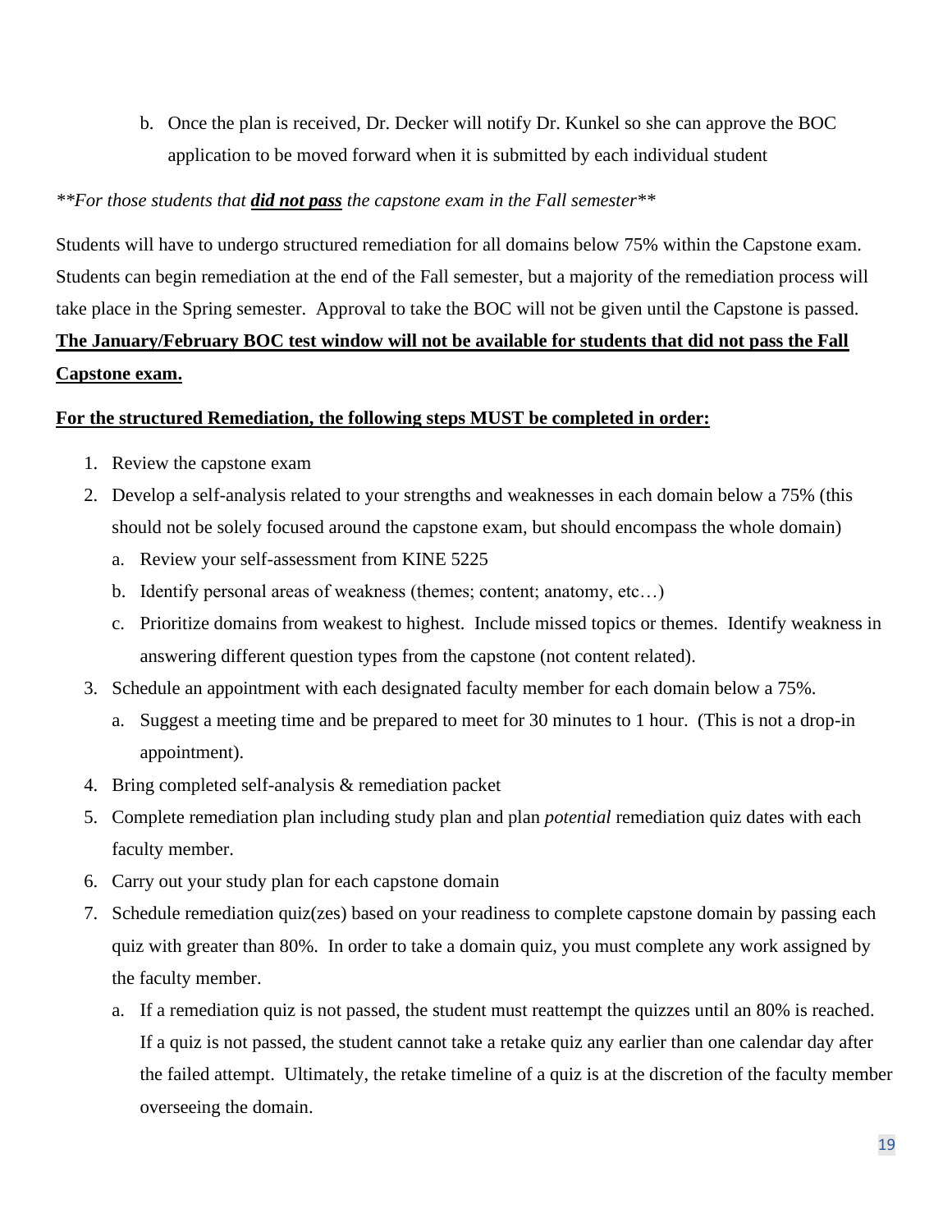b. Once the plan is received, Dr. Decker will notify Dr. Kunkel so she can approve the BOC application to be moved forward when it is submitted by each individual student

*\*\*For those students that **did not pass** the capstone exam in the Fall semester\*\**

Students will have to undergo structured remediation for all domains below 75% within the Capstone exam. Students can begin remediation at the end of the Fall semester, but a majority of the remediation process will take place in the Spring semester. Approval to take the BOC will not be given until the Capstone is passed. **The January/February BOC test window will not be available for students that did not pass the Fall Capstone exam.**

**For the structured Remediation, the following steps MUST be completed in order:**

1. Review the capstone exam
2. Develop a self-analysis related to your strengths and weaknesses in each domain below a 75% (this should not be solely focused around the capstone exam, but should encompass the whole domain)
   a. Review your self-assessment from KINE 5225
   b. Identify personal areas of weakness (themes; content; anatomy, etc…)
   c. Prioritize domains from weakest to highest. Include missed topics or themes. Identify weakness in answering different question types from the capstone (not content related).
3. Schedule an appointment with each designated faculty member for each domain below a 75%.
   a. Suggest a meeting time and be prepared to meet for 30 minutes to 1 hour. (This is not a drop-in appointment).
4. Bring completed self-analysis & remediation packet
5. Complete remediation plan including study plan and plan *potential* remediation quiz dates with each faculty member.
6. Carry out your study plan for each capstone domain
7. Schedule remediation quiz(zes) based on your readiness to complete capstone domain by passing each quiz with greater than 80%. In order to take a domain quiz, you must complete any work assigned by the faculty member.
   a. If a remediation quiz is not passed, the student must reattempt the quizzes until an 80% is reached. If a quiz is not passed, the student cannot take a retake quiz any earlier than one calendar day after the failed attempt. Ultimately, the retake timeline of a quiz is at the discretion of the faculty member overseeing the domain.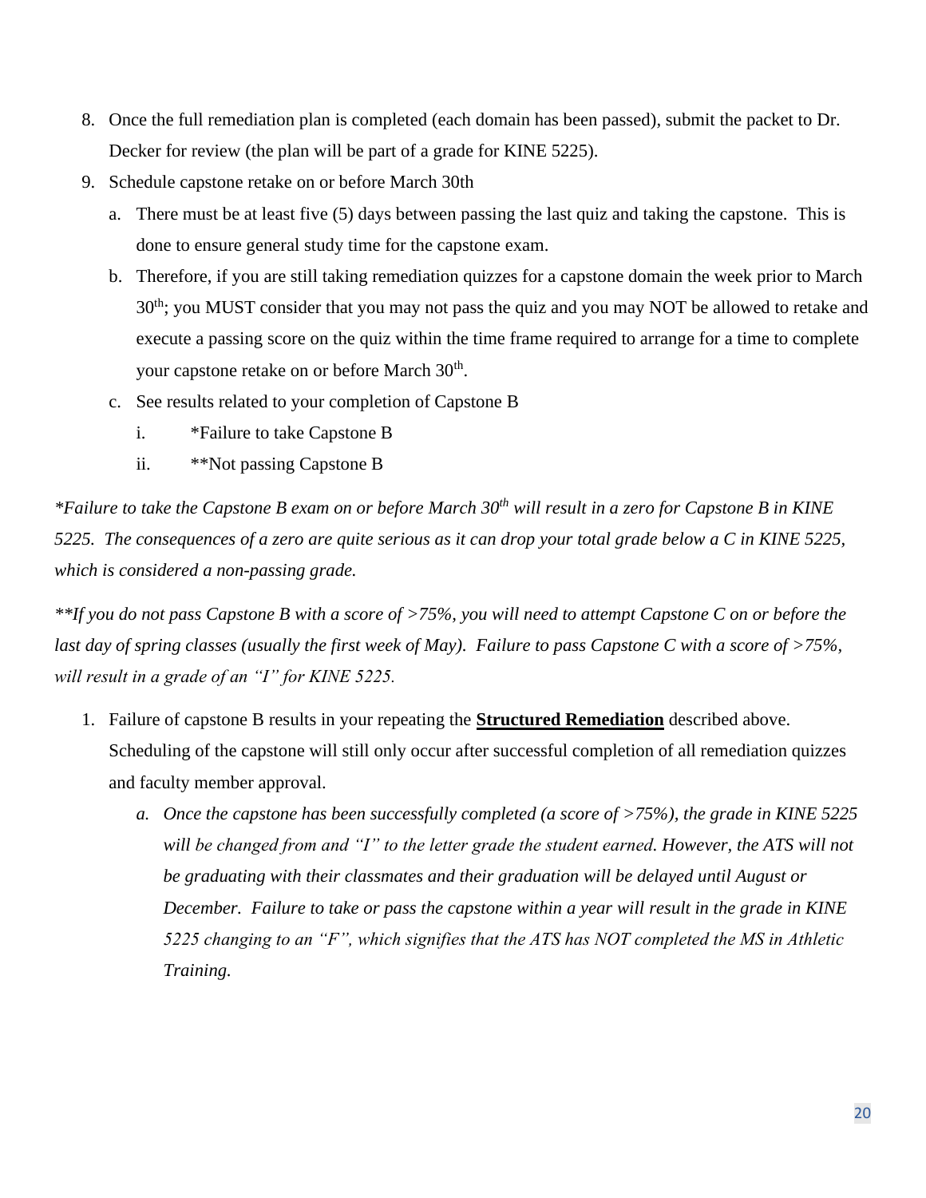8. Once the full remediation plan is completed (each domain has been passed), submit the packet to Dr. Decker for review (the plan will be part of a grade for KINE 5225).
9. Schedule capstone retake on or before March 30th
   a. There must be at least five (5) days between passing the last quiz and taking the capstone. This is done to ensure general study time for the capstone exam.
   b. Therefore, if you are still taking remediation quizzes for a capstone domain the week prior to March 30th; you MUST consider that you may not pass the quiz and you may NOT be allowed to retake and execute a passing score on the quiz within the time frame required to arrange for a time to complete your capstone retake on or before March 30th.
   c. See results related to your completion of Capstone B
      i. *Failure to take Capstone B
      ii. **Not passing Capstone B

*\*Failure to take the Capstone B exam on or before March 30th will result in a zero for Capstone B in KINE 5225. The consequences of a zero are quite serious as it can drop your total grade below a C in KINE 5225, which is considered a non-passing grade.*

*\*\*If you do not pass Capstone B with a score of >75%, you will need to attempt Capstone C on or before the last day of spring classes (usually the first week of May). Failure to pass Capstone C with a score of >75%, will result in a grade of an "I" for KINE 5225.*

1. Failure of capstone B results in your repeating the **<u>Structured Remediation</u>** described above. Scheduling of the capstone will still only occur after successful completion of all remediation quizzes and faculty member approval.
   a. *Once the capstone has been successfully completed (a score of >75%), the grade in KINE 5225 will be changed from and "I" to the letter grade the student earned. However, the ATS will not be graduating with their classmates and their graduation will be delayed until August or December. Failure to take or pass the capstone within a year will result in the grade in KINE 5225 changing to an "F", which signifies that the ATS has NOT completed the MS in Athletic Training.*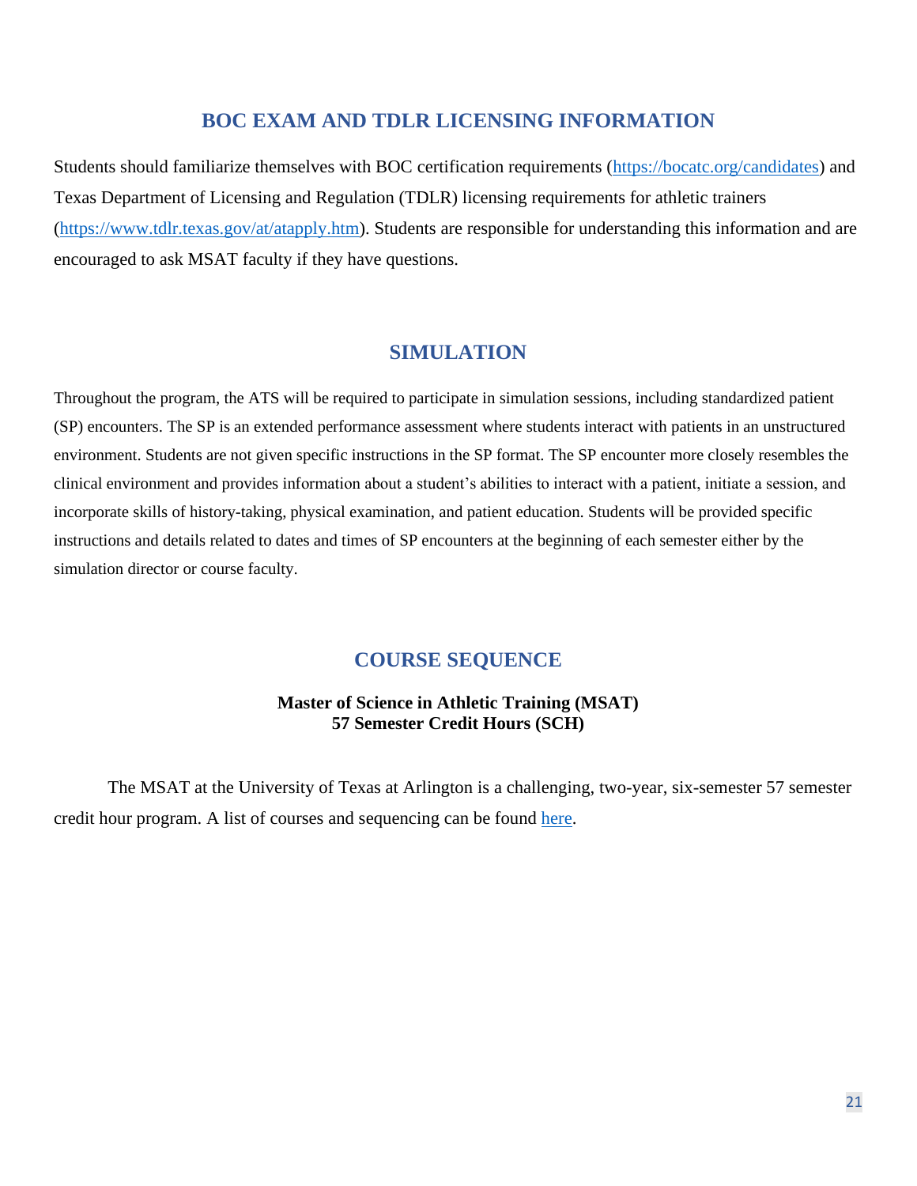## BOC EXAM AND TDLR LICENSING INFORMATION

Students should familiarize themselves with BOC certification requirements (https://bocatc.org/candidates) and Texas Department of Licensing and Regulation (TDLR) licensing requirements for athletic trainers (https://www.tdlr.texas.gov/at/atapply.htm). Students are responsible for understanding this information and are encouraged to ask MSAT faculty if they have questions.

## SIMULATION

Throughout the program, the ATS will be required to participate in simulation sessions, including standardized patient (SP) encounters. The SP is an extended performance assessment where students interact with patients in an unstructured environment. Students are not given specific instructions in the SP format. The SP encounter more closely resembles the clinical environment and provides information about a student's abilities to interact with a patient, initiate a session, and incorporate skills of history-taking, physical examination, and patient education. Students will be provided specific instructions and details related to dates and times of SP encounters at the beginning of each semester either by the simulation director or course faculty.

## COURSE SEQUENCE

**Master of Science in Athletic Training (MSAT)**
**57 Semester Credit Hours (SCH)**

The MSAT at the University of Texas at Arlington is a challenging, two-year, six-semester 57 semester credit hour program. A list of courses and sequencing can be found here.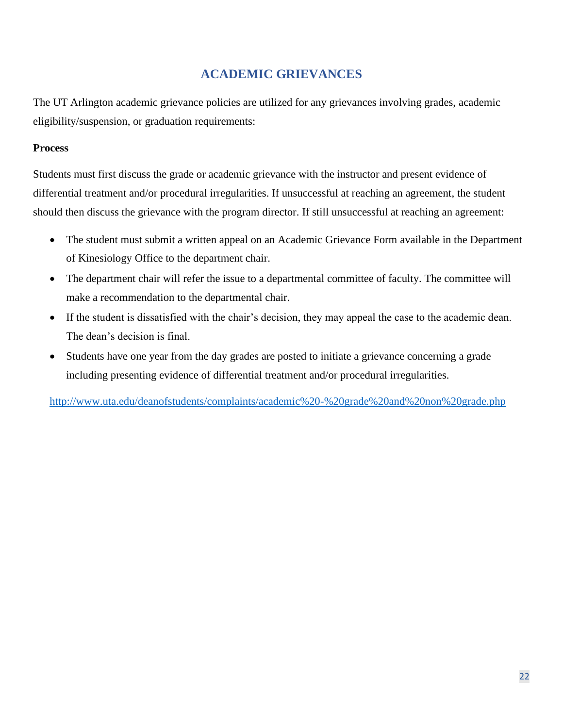## ACADEMIC GRIEVANCES

The UT Arlington academic grievance policies are utilized for any grievances involving grades, academic eligibility/suspension, or graduation requirements:

**Process**

Students must first discuss the grade or academic grievance with the instructor and present evidence of differential treatment and/or procedural irregularities. If unsuccessful at reaching an agreement, the student should then discuss the grievance with the program director. If still unsuccessful at reaching an agreement:

- The student must submit a written appeal on an Academic Grievance Form available in the Department of Kinesiology Office to the department chair.
- The department chair will refer the issue to a departmental committee of faculty. The committee will make a recommendation to the departmental chair.
- If the student is dissatisfied with the chair's decision, they may appeal the case to the academic dean. The dean's decision is final.
- Students have one year from the day grades are posted to initiate a grievance concerning a grade including presenting evidence of differential treatment and/or procedural irregularities.

http://www.uta.edu/deanofstudents/complaints/academic%20-%20grade%20and%20non%20grade.php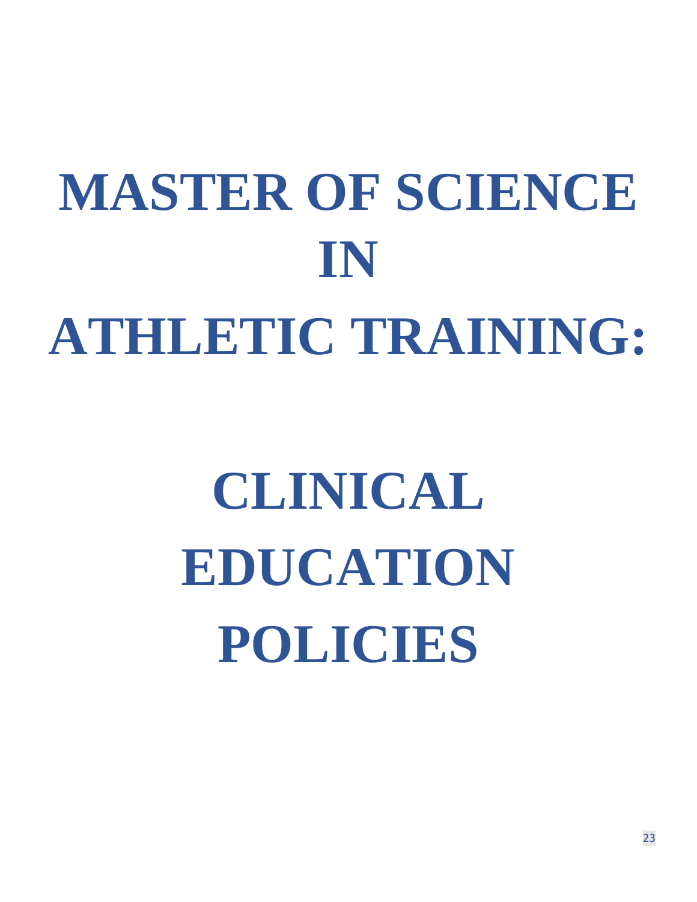# MASTER OF SCIENCE IN ATHLETIC TRAINING:

# CLINICAL EDUCATION POLICIES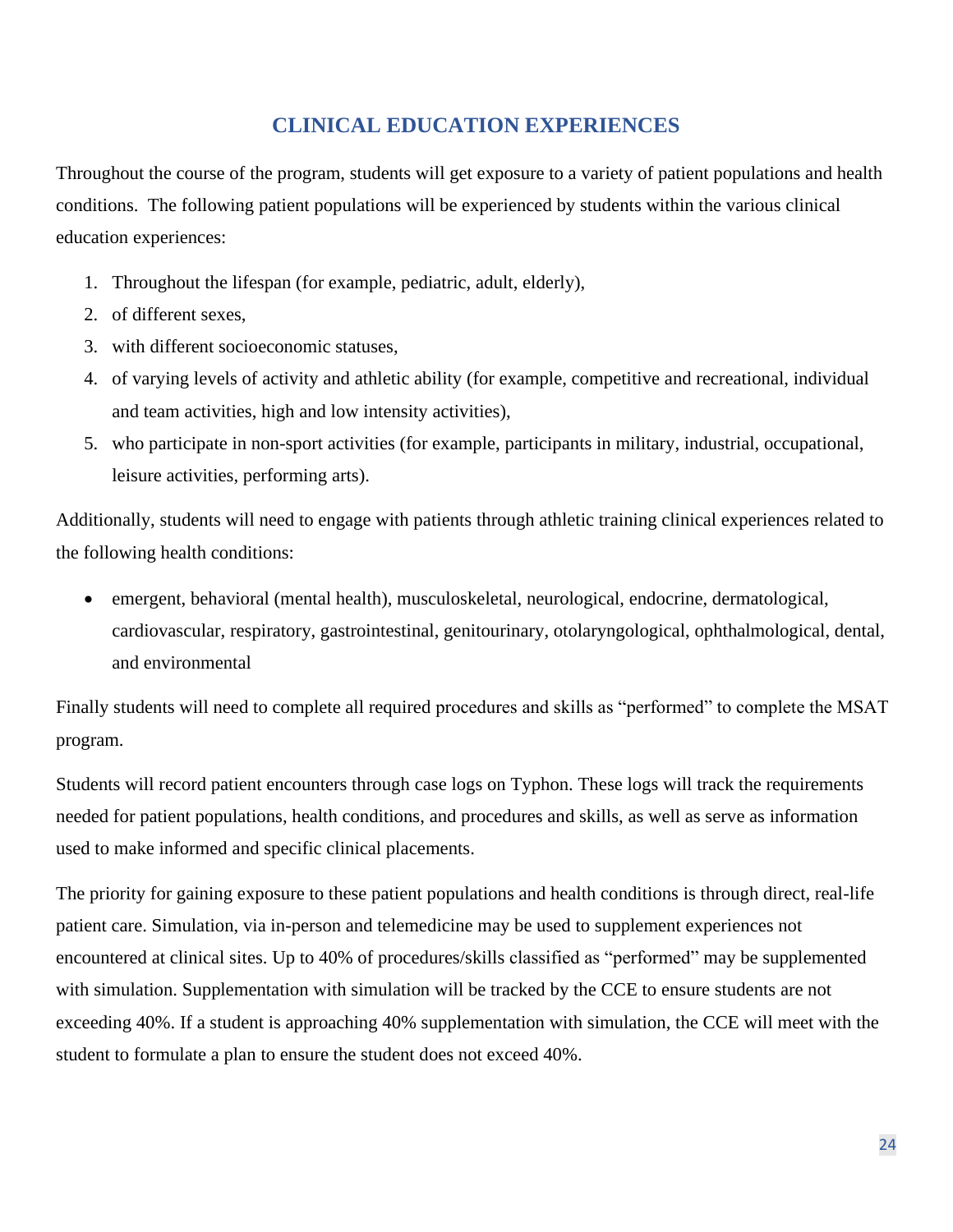## CLINICAL EDUCATION EXPERIENCES

Throughout the course of the program, students will get exposure to a variety of patient populations and health conditions. The following patient populations will be experienced by students within the various clinical education experiences:

1. Throughout the lifespan (for example, pediatric, adult, elderly),
2. of different sexes,
3. with different socioeconomic statuses,
4. of varying levels of activity and athletic ability (for example, competitive and recreational, individual and team activities, high and low intensity activities),
5. who participate in non-sport activities (for example, participants in military, industrial, occupational, leisure activities, performing arts).

Additionally, students will need to engage with patients through athletic training clinical experiences related to the following health conditions:

- emergent, behavioral (mental health), musculoskeletal, neurological, endocrine, dermatological, cardiovascular, respiratory, gastrointestinal, genitourinary, otolaryngological, ophthalmological, dental, and environmental

Finally students will need to complete all required procedures and skills as "performed" to complete the MSAT program.

Students will record patient encounters through case logs on Typhon. These logs will track the requirements needed for patient populations, health conditions, and procedures and skills, as well as serve as information used to make informed and specific clinical placements.

The priority for gaining exposure to these patient populations and health conditions is through direct, real-life patient care. Simulation, via in-person and telemedicine may be used to supplement experiences not encountered at clinical sites. Up to 40% of procedures/skills classified as "performed" may be supplemented with simulation. Supplementation with simulation will be tracked by the CCE to ensure students are not exceeding 40%. If a student is approaching 40% supplementation with simulation, the CCE will meet with the student to formulate a plan to ensure the student does not exceed 40%.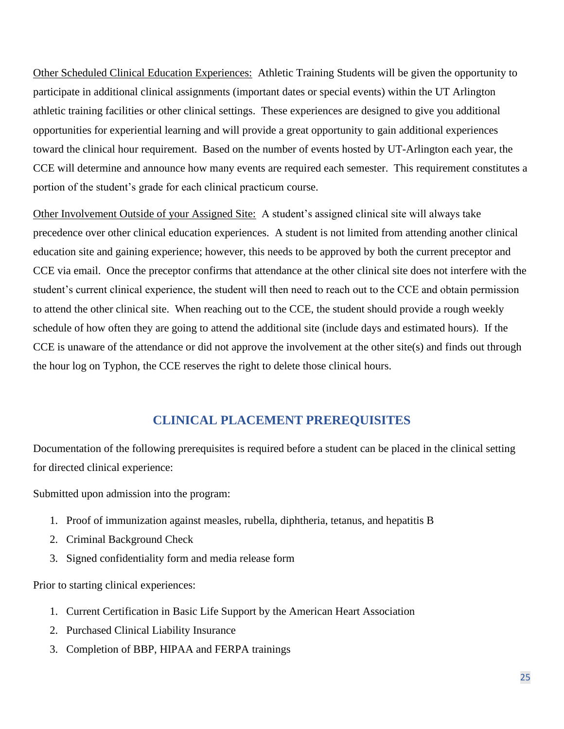Other Scheduled Clinical Education Experiences: Athletic Training Students will be given the opportunity to participate in additional clinical assignments (important dates or special events) within the UT Arlington athletic training facilities or other clinical settings. These experiences are designed to give you additional opportunities for experiential learning and will provide a great opportunity to gain additional experiences toward the clinical hour requirement. Based on the number of events hosted by UT-Arlington each year, the CCE will determine and announce how many events are required each semester. This requirement constitutes a portion of the student's grade for each clinical practicum course.

Other Involvement Outside of your Assigned Site: A student's assigned clinical site will always take precedence over other clinical education experiences. A student is not limited from attending another clinical education site and gaining experience; however, this needs to be approved by both the current preceptor and CCE via email. Once the preceptor confirms that attendance at the other clinical site does not interfere with the student's current clinical experience, the student will then need to reach out to the CCE and obtain permission to attend the other clinical site. When reaching out to the CCE, the student should provide a rough weekly schedule of how often they are going to attend the additional site (include days and estimated hours). If the CCE is unaware of the attendance or did not approve the involvement at the other site(s) and finds out through the hour log on Typhon, the CCE reserves the right to delete those clinical hours.

## CLINICAL PLACEMENT PREREQUISITES

Documentation of the following prerequisites is required before a student can be placed in the clinical setting for directed clinical experience:

Submitted upon admission into the program:

1. Proof of immunization against measles, rubella, diphtheria, tetanus, and hepatitis B
2. Criminal Background Check
3. Signed confidentiality form and media release form

Prior to starting clinical experiences:

1. Current Certification in Basic Life Support by the American Heart Association
2. Purchased Clinical Liability Insurance
3. Completion of BBP, HIPAA and FERPA trainings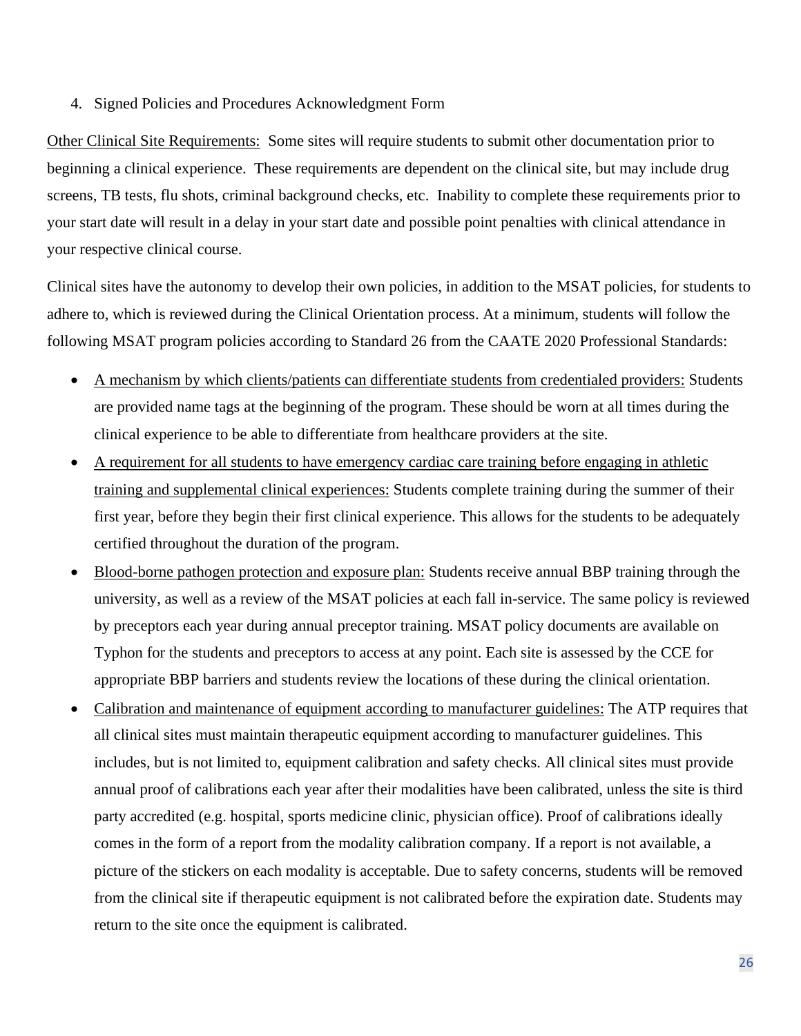4. Signed Policies and Procedures Acknowledgment Form

<u>Other Clinical Site Requirements:</u> Some sites will require students to submit other documentation prior to beginning a clinical experience. These requirements are dependent on the clinical site, but may include drug screens, TB tests, flu shots, criminal background checks, etc. Inability to complete these requirements prior to your start date will result in a delay in your start date and possible point penalties with clinical attendance in your respective clinical course.

Clinical sites have the autonomy to develop their own policies, in addition to the MSAT policies, for students to adhere to, which is reviewed during the Clinical Orientation process. At a minimum, students will follow the following MSAT program policies according to Standard 26 from the CAATE 2020 Professional Standards:

- <u>A mechanism by which clients/patients can differentiate students from credentialed providers:</u> Students are provided name tags at the beginning of the program. These should be worn at all times during the clinical experience to be able to differentiate from healthcare providers at the site.
- <u>A requirement for all students to have emergency cardiac care training before engaging in athletic training and supplemental clinical experiences:</u> Students complete training during the summer of their first year, before they begin their first clinical experience. This allows for the students to be adequately certified throughout the duration of the program.
- <u>Blood-borne pathogen protection and exposure plan:</u> Students receive annual BBP training through the university, as well as a review of the MSAT policies at each fall in-service. The same policy is reviewed by preceptors each year during annual preceptor training. MSAT policy documents are available on Typhon for the students and preceptors to access at any point. Each site is assessed by the CCE for appropriate BBP barriers and students review the locations of these during the clinical orientation.
- <u>Calibration and maintenance of equipment according to manufacturer guidelines:</u> The ATP requires that all clinical sites must maintain therapeutic equipment according to manufacturer guidelines. This includes, but is not limited to, equipment calibration and safety checks. All clinical sites must provide annual proof of calibrations each year after their modalities have been calibrated, unless the site is third party accredited (e.g. hospital, sports medicine clinic, physician office). Proof of calibrations ideally comes in the form of a report from the modality calibration company. If a report is not available, a picture of the stickers on each modality is acceptable. Due to safety concerns, students will be removed from the clinical site if therapeutic equipment is not calibrated before the expiration date. Students may return to the site once the equipment is calibrated.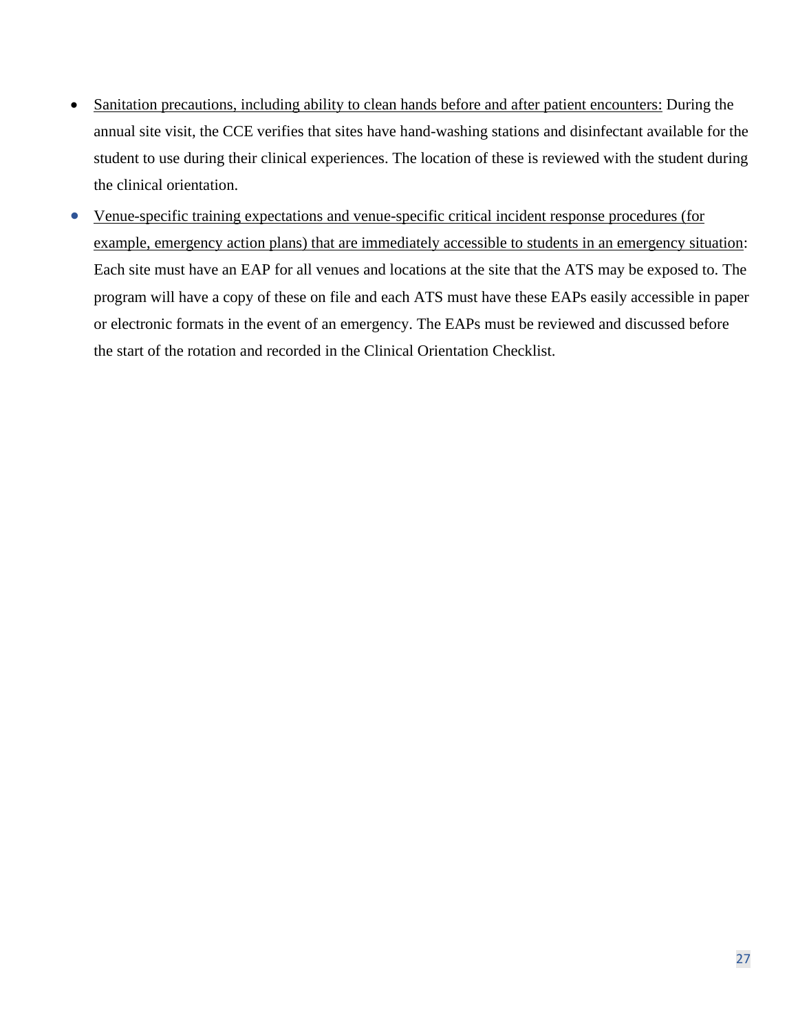- <u>Sanitation precautions, including ability to clean hands before and after patient encounters:</u> During the annual site visit, the CCE verifies that sites have hand-washing stations and disinfectant available for the student to use during their clinical experiences. The location of these is reviewed with the student during the clinical orientation.
- <u>Venue-specific training expectations and venue-specific critical incident response procedures (for example, emergency action plans) that are immediately accessible to students in an emergency situation</u>: Each site must have an EAP for all venues and locations at the site that the ATS may be exposed to. The program will have a copy of these on file and each ATS must have these EAPs easily accessible in paper or electronic formats in the event of an emergency. The EAPs must be reviewed and discussed before the start of the rotation and recorded in the Clinical Orientation Checklist.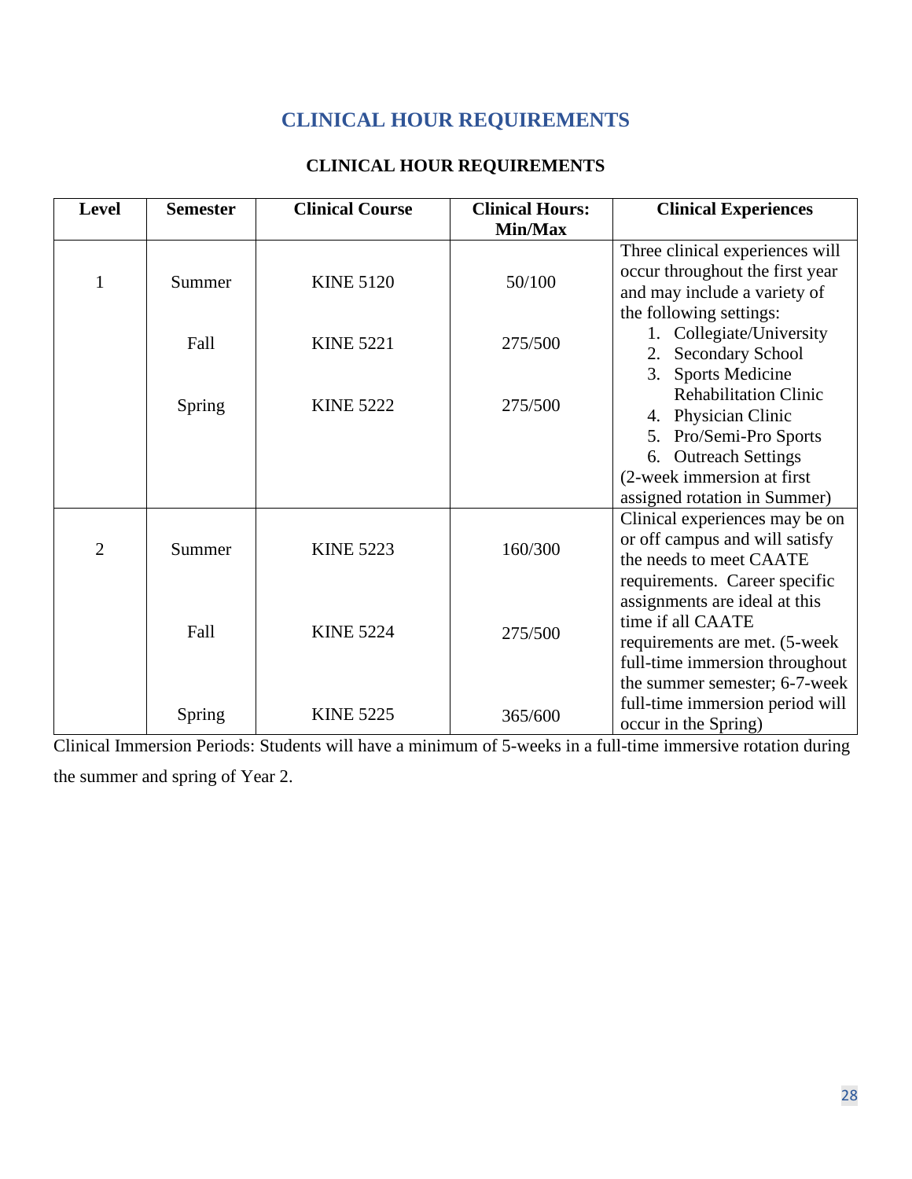# CLINICAL HOUR REQUIREMENTS

**CLINICAL HOUR REQUIREMENTS**

| Level | Semester | Clinical Course | Clinical Hours: Min/Max | Clinical Experiences |
|---|---|---|---|---|
| 1 | Summer | KINE 5120 | 50/100 | Three clinical experiences will occur throughout the first year and may include a variety of the following settings: 1. Collegiate/University 2. Secondary School 3. Sports Medicine Rehabilitation Clinic 4. Physician Clinic 5. Pro/Semi-Pro Sports 6. Outreach Settings (2-week immersion at first assigned rotation in Summer) |
| | Fall | KINE 5221 | 275/500 | |
| | Spring | KINE 5222 | 275/500 | |
| 2 | Summer | KINE 5223 | 160/300 | Clinical experiences may be on or off campus and will satisfy the needs to meet CAATE requirements. Career specific assignments are ideal at this time if all CAATE requirements are met. (5-week full-time immersion throughout the summer semester; 6-7-week full-time immersion period will occur in the Spring) |
| | Fall | KINE 5224 | 275/500 | |
| | Spring | KINE 5225 | 365/600 | |

Clinical Immersion Periods: Students will have a minimum of 5-weeks in a full-time immersive rotation during the summer and spring of Year 2.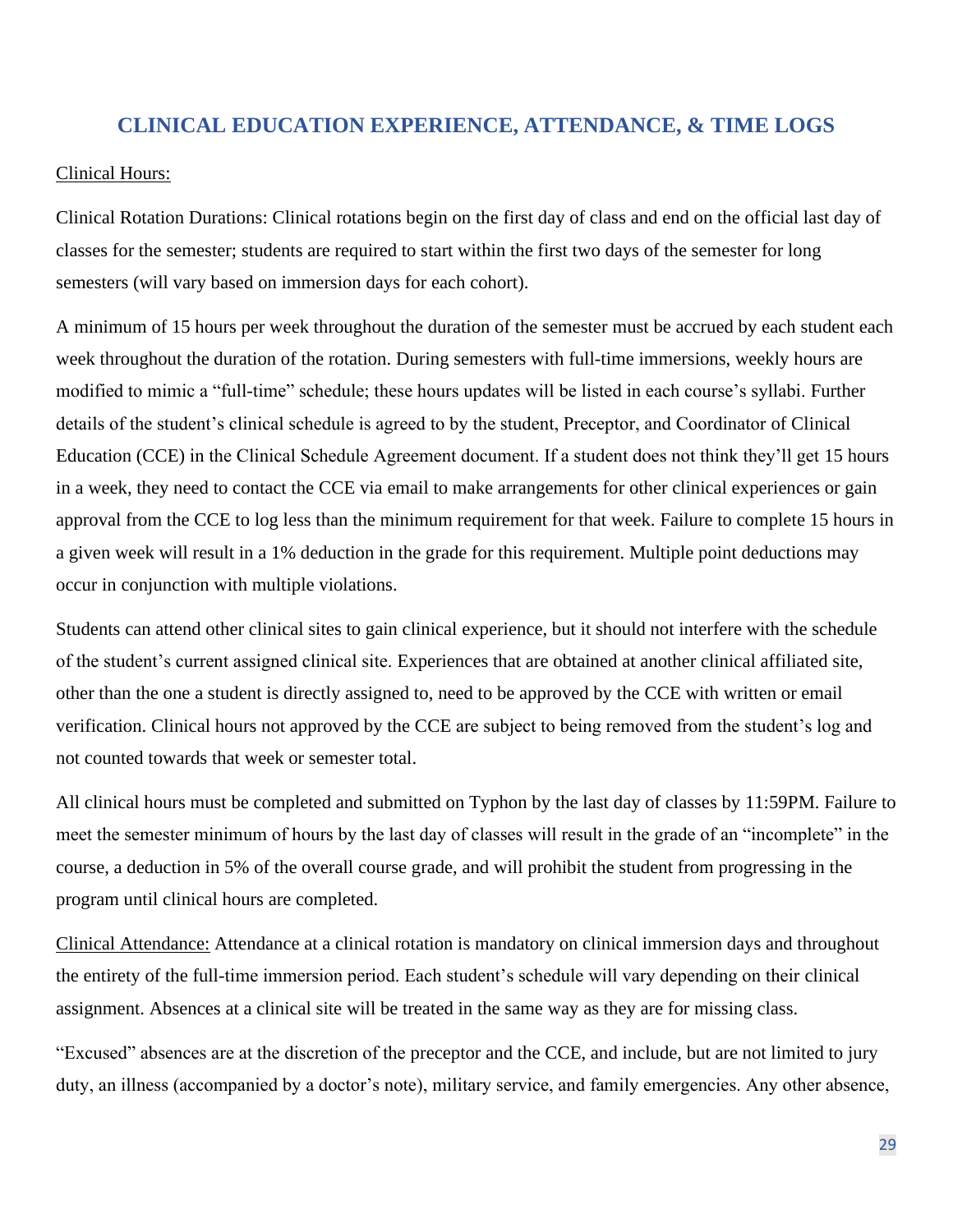## CLINICAL EDUCATION EXPERIENCE, ATTENDANCE, & TIME LOGS

Clinical Hours:

Clinical Rotation Durations: Clinical rotations begin on the first day of class and end on the official last day of classes for the semester; students are required to start within the first two days of the semester for long semesters (will vary based on immersion days for each cohort).

A minimum of 15 hours per week throughout the duration of the semester must be accrued by each student each week throughout the duration of the rotation. During semesters with full-time immersions, weekly hours are modified to mimic a "full-time" schedule; these hours updates will be listed in each course's syllabi. Further details of the student's clinical schedule is agreed to by the student, Preceptor, and Coordinator of Clinical Education (CCE) in the Clinical Schedule Agreement document. If a student does not think they'll get 15 hours in a week, they need to contact the CCE via email to make arrangements for other clinical experiences or gain approval from the CCE to log less than the minimum requirement for that week. Failure to complete 15 hours in a given week will result in a 1% deduction in the grade for this requirement. Multiple point deductions may occur in conjunction with multiple violations.

Students can attend other clinical sites to gain clinical experience, but it should not interfere with the schedule of the student's current assigned clinical site. Experiences that are obtained at another clinical affiliated site, other than the one a student is directly assigned to, need to be approved by the CCE with written or email verification. Clinical hours not approved by the CCE are subject to being removed from the student's log and not counted towards that week or semester total.

All clinical hours must be completed and submitted on Typhon by the last day of classes by 11:59PM. Failure to meet the semester minimum of hours by the last day of classes will result in the grade of an "incomplete" in the course, a deduction in 5% of the overall course grade, and will prohibit the student from progressing in the program until clinical hours are completed.

Clinical Attendance: Attendance at a clinical rotation is mandatory on clinical immersion days and throughout the entirety of the full-time immersion period. Each student's schedule will vary depending on their clinical assignment. Absences at a clinical site will be treated in the same way as they are for missing class.

"Excused" absences are at the discretion of the preceptor and the CCE, and include, but are not limited to jury duty, an illness (accompanied by a doctor's note), military service, and family emergencies. Any other absence,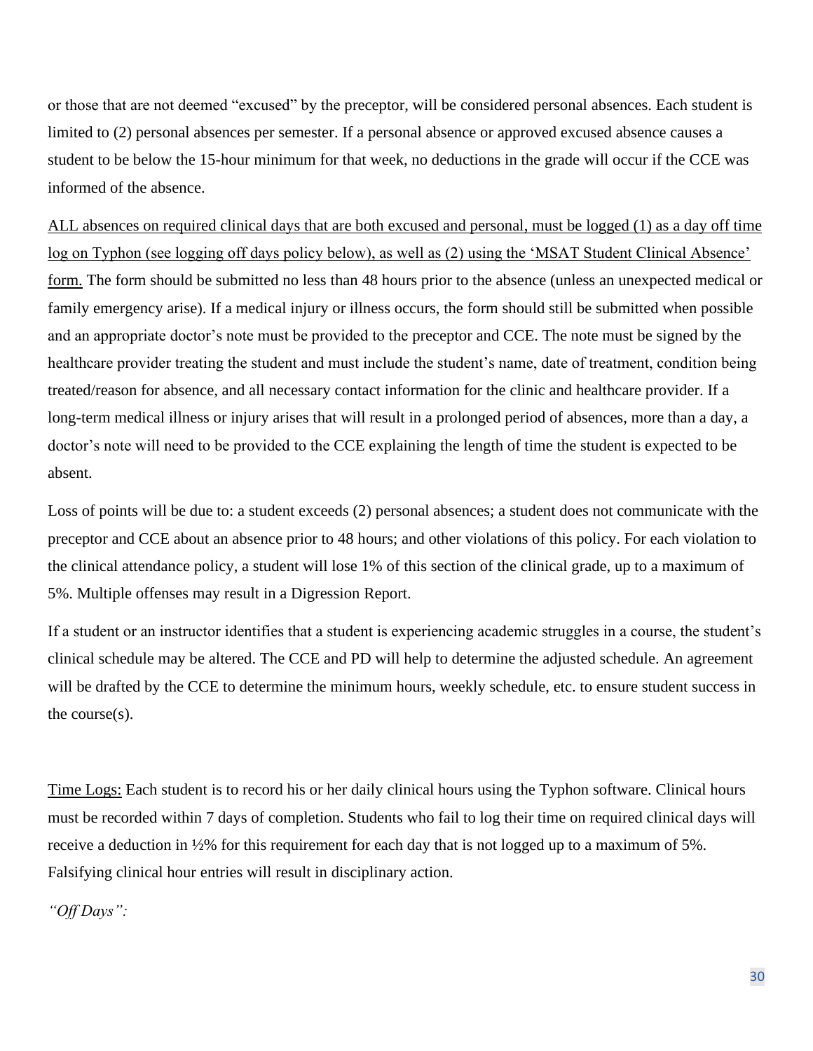or those that are not deemed "excused" by the preceptor, will be considered personal absences. Each student is limited to (2) personal absences per semester. If a personal absence or approved excused absence causes a student to be below the 15-hour minimum for that week, no deductions in the grade will occur if the CCE was informed of the absence.

<u>ALL absences on required clinical days that are both excused and personal, must be logged (1) as a day off time log on Typhon (see logging off days policy below), as well as (2) using the 'MSAT Student Clinical Absence' form.</u> The form should be submitted no less than 48 hours prior to the absence (unless an unexpected medical or family emergency arise). If a medical injury or illness occurs, the form should still be submitted when possible and an appropriate doctor's note must be provided to the preceptor and CCE. The note must be signed by the healthcare provider treating the student and must include the student's name, date of treatment, condition being treated/reason for absence, and all necessary contact information for the clinic and healthcare provider. If a long-term medical illness or injury arises that will result in a prolonged period of absences, more than a day, a doctor's note will need to be provided to the CCE explaining the length of time the student is expected to be absent.

Loss of points will be due to: a student exceeds (2) personal absences; a student does not communicate with the preceptor and CCE about an absence prior to 48 hours; and other violations of this policy. For each violation to the clinical attendance policy, a student will lose 1% of this section of the clinical grade, up to a maximum of 5%. Multiple offenses may result in a Digression Report.

If a student or an instructor identifies that a student is experiencing academic struggles in a course, the student's clinical schedule may be altered. The CCE and PD will help to determine the adjusted schedule. An agreement will be drafted by the CCE to determine the minimum hours, weekly schedule, etc. to ensure student success in the course(s).

<u>Time Logs:</u> Each student is to record his or her daily clinical hours using the Typhon software. Clinical hours must be recorded within 7 days of completion. Students who fail to log their time on required clinical days will receive a deduction in ½% for this requirement for each day that is not logged up to a maximum of 5%. Falsifying clinical hour entries will result in disciplinary action.

*"Off Days":*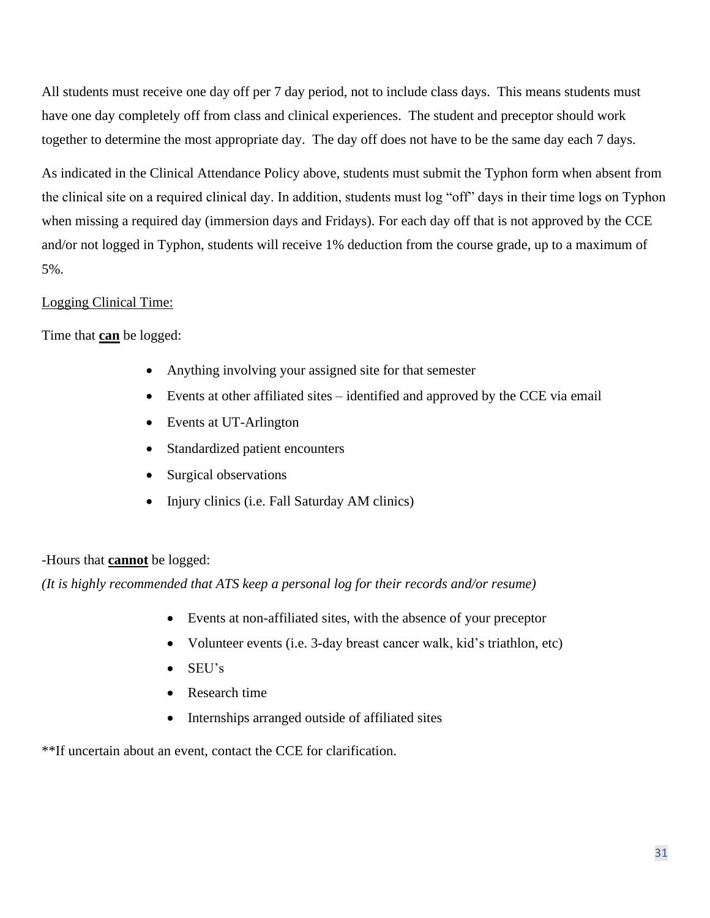All students must receive one day off per 7 day period, not to include class days. This means students must have one day completely off from class and clinical experiences. The student and preceptor should work together to determine the most appropriate day. The day off does not have to be the same day each 7 days.

As indicated in the Clinical Attendance Policy above, students must submit the Typhon form when absent from the clinical site on a required clinical day. In addition, students must log "off" days in their time logs on Typhon when missing a required day (immersion days and Fridays). For each day off that is not approved by the CCE and/or not logged in Typhon, students will receive 1% deduction from the course grade, up to a maximum of 5%.

<u>Logging Clinical Time:</u>

Time that **<u>can</u>** be logged:

- Anything involving your assigned site for that semester
- Events at other affiliated sites – identified and approved by the CCE via email
- Events at UT-Arlington
- Standardized patient encounters
- Surgical observations
- Injury clinics (i.e. Fall Saturday AM clinics)

-Hours that **<u>cannot</u>** be logged:
*(It is highly recommended that ATS keep a personal log for their records and/or resume)*

- Events at non-affiliated sites, with the absence of your preceptor
- Volunteer events (i.e. 3-day breast cancer walk, kid's triathlon, etc)
- SEU's
- Research time
- Internships arranged outside of affiliated sites

**If uncertain about an event, contact the CCE for clarification.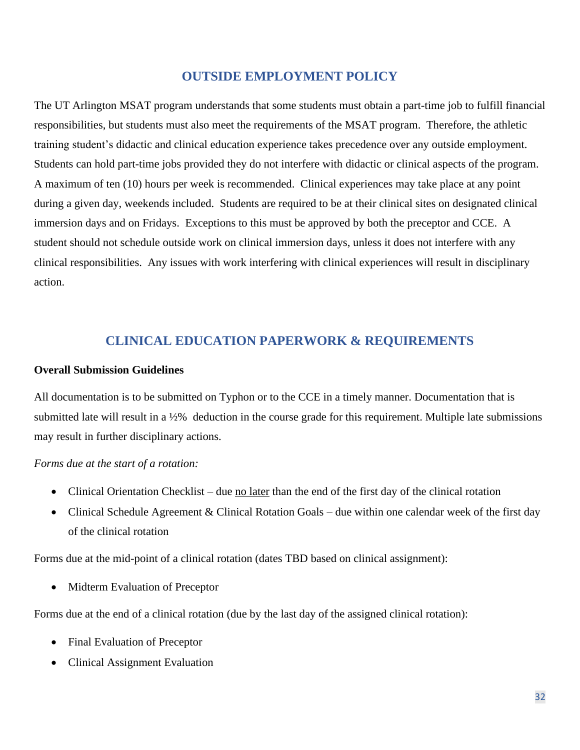## OUTSIDE EMPLOYMENT POLICY

The UT Arlington MSAT program understands that some students must obtain a part-time job to fulfill financial responsibilities, but students must also meet the requirements of the MSAT program. Therefore, the athletic training student's didactic and clinical education experience takes precedence over any outside employment. Students can hold part-time jobs provided they do not interfere with didactic or clinical aspects of the program. A maximum of ten (10) hours per week is recommended. Clinical experiences may take place at any point during a given day, weekends included. Students are required to be at their clinical sites on designated clinical immersion days and on Fridays. Exceptions to this must be approved by both the preceptor and CCE. A student should not schedule outside work on clinical immersion days, unless it does not interfere with any clinical responsibilities. Any issues with work interfering with clinical experiences will result in disciplinary action.

## CLINICAL EDUCATION PAPERWORK & REQUIREMENTS

**Overall Submission Guidelines**

All documentation is to be submitted on Typhon or to the CCE in a timely manner. Documentation that is submitted late will result in a ½% deduction in the course grade for this requirement. Multiple late submissions may result in further disciplinary actions.

*Forms due at the start of a rotation:*

- Clinical Orientation Checklist – due no later than the end of the first day of the clinical rotation
- Clinical Schedule Agreement & Clinical Rotation Goals – due within one calendar week of the first day of the clinical rotation

Forms due at the mid-point of a clinical rotation (dates TBD based on clinical assignment):

- Midterm Evaluation of Preceptor

Forms due at the end of a clinical rotation (due by the last day of the assigned clinical rotation):

- Final Evaluation of Preceptor
- Clinical Assignment Evaluation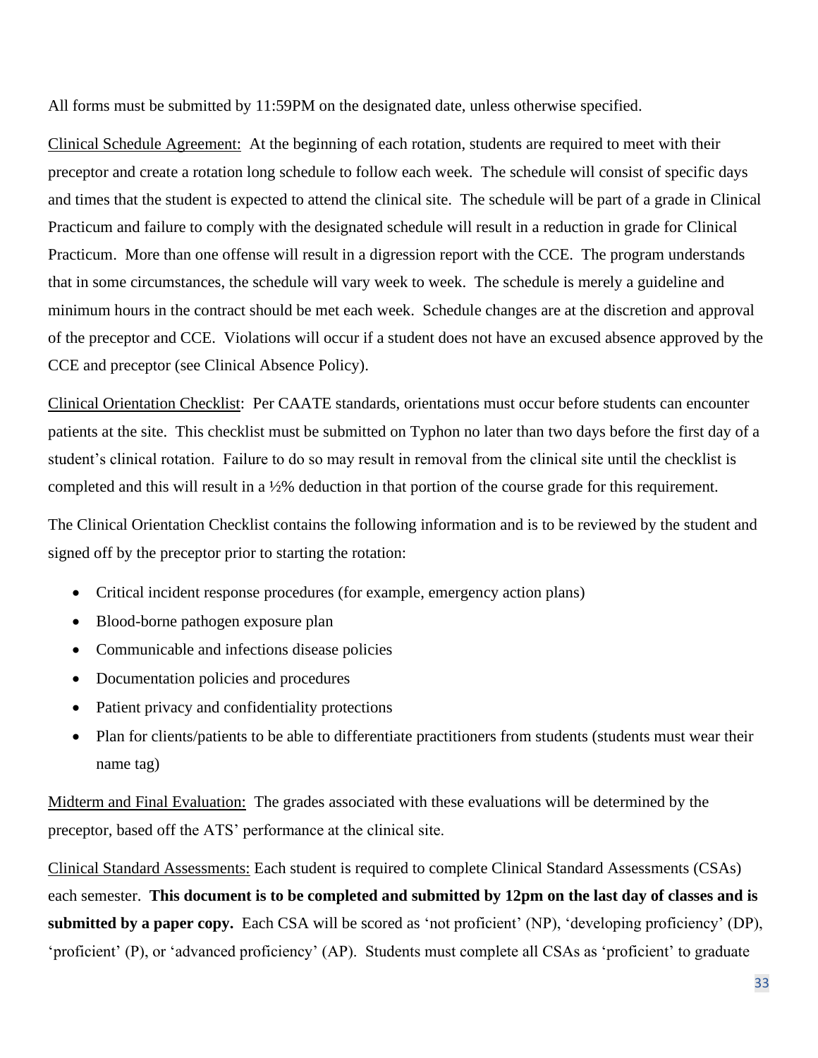All forms must be submitted by 11:59PM on the designated date, unless otherwise specified.

<u>Clinical Schedule Agreement:</u> At the beginning of each rotation, students are required to meet with their preceptor and create a rotation long schedule to follow each week. The schedule will consist of specific days and times that the student is expected to attend the clinical site. The schedule will be part of a grade in Clinical Practicum and failure to comply with the designated schedule will result in a reduction in grade for Clinical Practicum. More than one offense will result in a digression report with the CCE. The program understands that in some circumstances, the schedule will vary week to week. The schedule is merely a guideline and minimum hours in the contract should be met each week. Schedule changes are at the discretion and approval of the preceptor and CCE. Violations will occur if a student does not have an excused absence approved by the CCE and preceptor (see Clinical Absence Policy).

<u>Clinical Orientation Checklist</u>: Per CAATE standards, orientations must occur before students can encounter patients at the site. This checklist must be submitted on Typhon no later than two days before the first day of a student's clinical rotation. Failure to do so may result in removal from the clinical site until the checklist is completed and this will result in a ½% deduction in that portion of the course grade for this requirement.

The Clinical Orientation Checklist contains the following information and is to be reviewed by the student and signed off by the preceptor prior to starting the rotation:

- Critical incident response procedures (for example, emergency action plans)
- Blood-borne pathogen exposure plan
- Communicable and infections disease policies
- Documentation policies and procedures
- Patient privacy and confidentiality protections
- Plan for clients/patients to be able to differentiate practitioners from students (students must wear their name tag)

<u>Midterm and Final Evaluation:</u> The grades associated with these evaluations will be determined by the preceptor, based off the ATS' performance at the clinical site.

<u>Clinical Standard Assessments:</u> Each student is required to complete Clinical Standard Assessments (CSAs) each semester. **This document is to be completed and submitted by 12pm on the last day of classes and is submitted by a paper copy.** Each CSA will be scored as 'not proficient' (NP), 'developing proficiency' (DP), 'proficient' (P), or 'advanced proficiency' (AP). Students must complete all CSAs as 'proficient' to graduate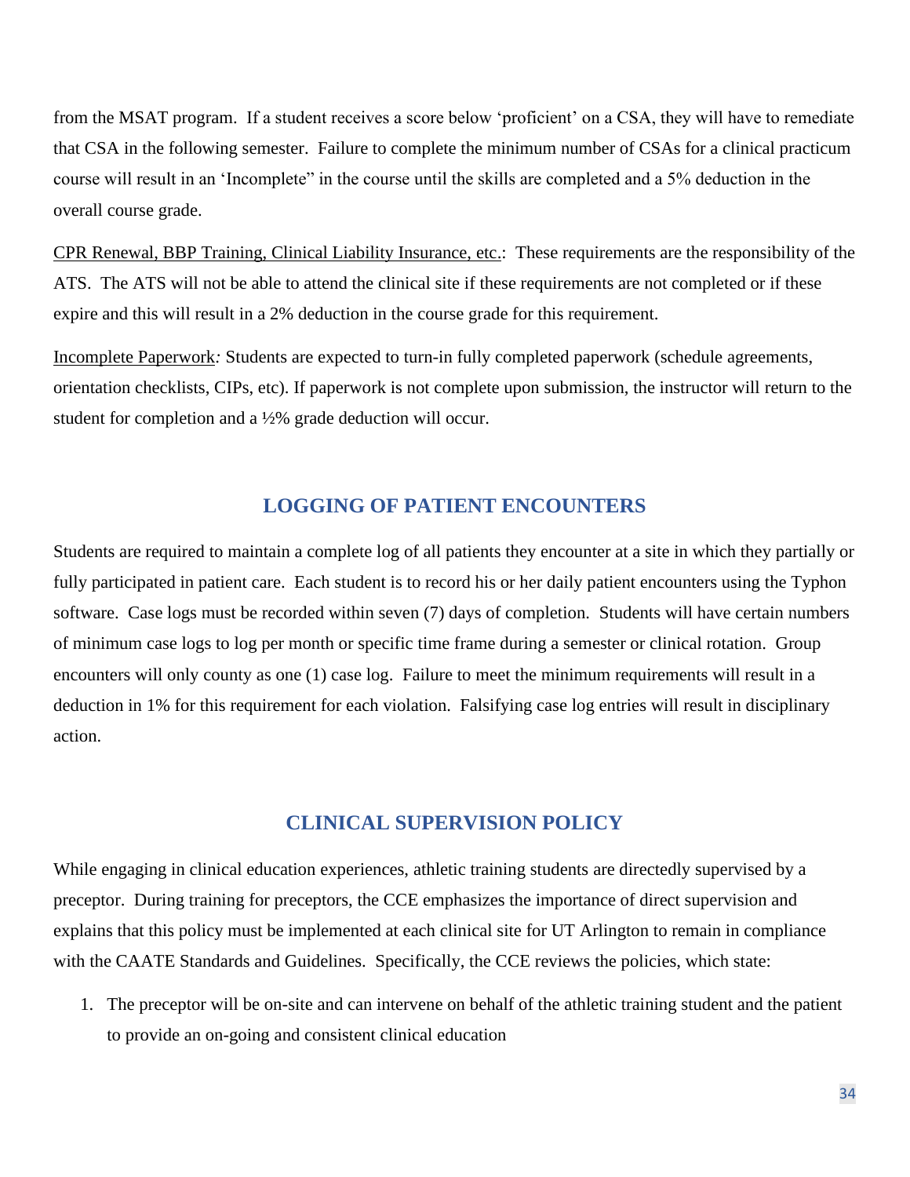from the MSAT program. If a student receives a score below 'proficient' on a CSA, they will have to remediate that CSA in the following semester. Failure to complete the minimum number of CSAs for a clinical practicum course will result in an 'Incomplete" in the course until the skills are completed and a 5% deduction in the overall course grade.

CPR Renewal, BBP Training, Clinical Liability Insurance, etc.: These requirements are the responsibility of the ATS. The ATS will not be able to attend the clinical site if these requirements are not completed or if these expire and this will result in a 2% deduction in the course grade for this requirement.

Incomplete Paperwork*:* Students are expected to turn-in fully completed paperwork (schedule agreements, orientation checklists, CIPs, etc). If paperwork is not complete upon submission, the instructor will return to the student for completion and a ½% grade deduction will occur.

## LOGGING OF PATIENT ENCOUNTERS

Students are required to maintain a complete log of all patients they encounter at a site in which they partially or fully participated in patient care. Each student is to record his or her daily patient encounters using the Typhon software. Case logs must be recorded within seven (7) days of completion. Students will have certain numbers of minimum case logs to log per month or specific time frame during a semester or clinical rotation. Group encounters will only county as one (1) case log. Failure to meet the minimum requirements will result in a deduction in 1% for this requirement for each violation. Falsifying case log entries will result in disciplinary action.

## CLINICAL SUPERVISION POLICY

While engaging in clinical education experiences, athletic training students are directedly supervised by a preceptor. During training for preceptors, the CCE emphasizes the importance of direct supervision and explains that this policy must be implemented at each clinical site for UT Arlington to remain in compliance with the CAATE Standards and Guidelines. Specifically, the CCE reviews the policies, which state:

1. The preceptor will be on-site and can intervene on behalf of the athletic training student and the patient to provide an on-going and consistent clinical education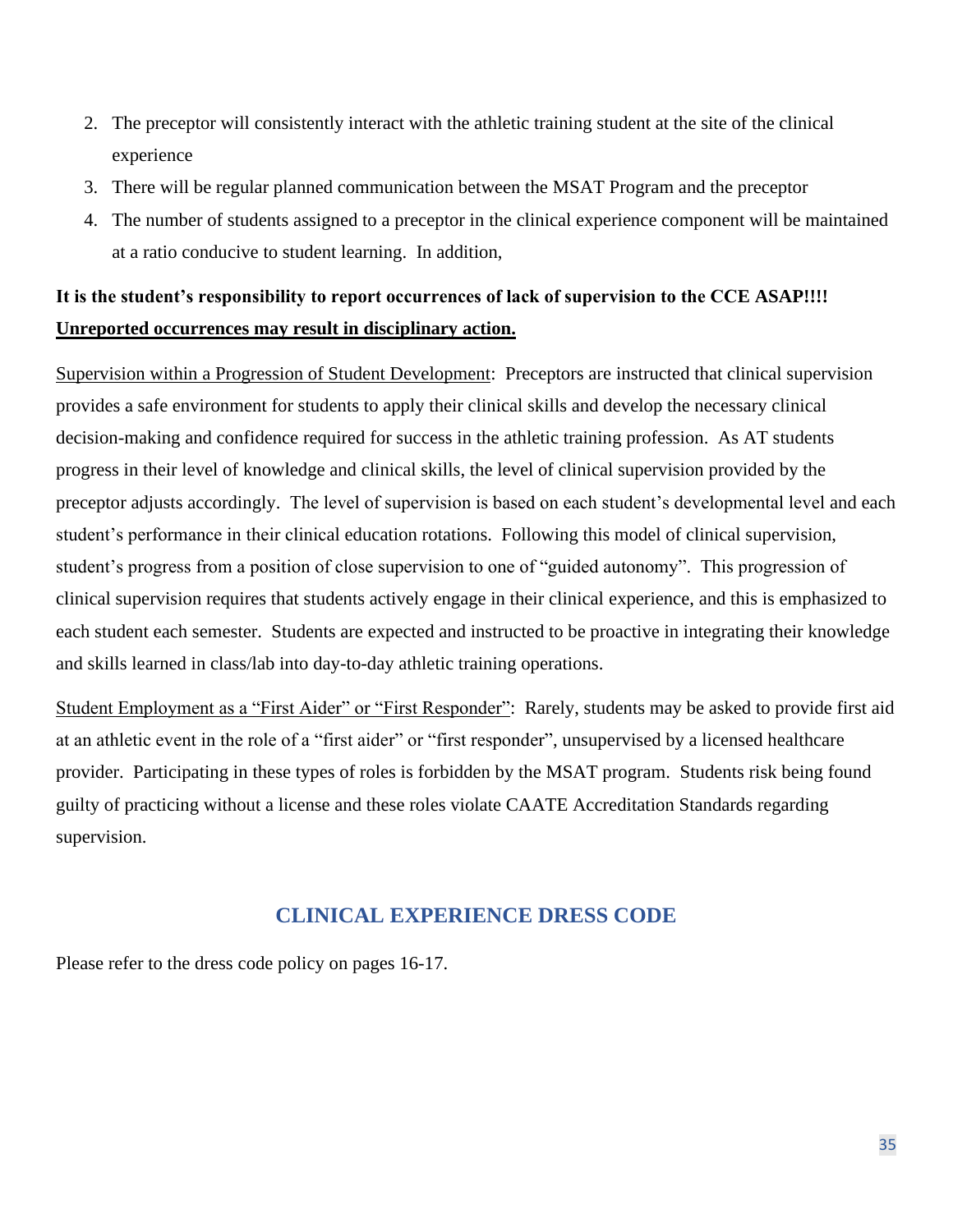2. The preceptor will consistently interact with the athletic training student at the site of the clinical experience
3. There will be regular planned communication between the MSAT Program and the preceptor
4. The number of students assigned to a preceptor in the clinical experience component will be maintained at a ratio conducive to student learning. In addition,

**It is the student's responsibility to report occurrences of lack of supervision to the CCE ASAP!!!! <u>Unreported occurrences may result in disciplinary action.</u>**

<u>Supervision within a Progression of Student Development</u>: Preceptors are instructed that clinical supervision provides a safe environment for students to apply their clinical skills and develop the necessary clinical decision-making and confidence required for success in the athletic training profession. As AT students progress in their level of knowledge and clinical skills, the level of clinical supervision provided by the preceptor adjusts accordingly. The level of supervision is based on each student's developmental level and each student's performance in their clinical education rotations. Following this model of clinical supervision, student's progress from a position of close supervision to one of "guided autonomy". This progression of clinical supervision requires that students actively engage in their clinical experience, and this is emphasized to each student each semester. Students are expected and instructed to be proactive in integrating their knowledge and skills learned in class/lab into day-to-day athletic training operations.

<u>Student Employment as a "First Aider" or "First Responder"</u>: Rarely, students may be asked to provide first aid at an athletic event in the role of a "first aider" or "first responder", unsupervised by a licensed healthcare provider. Participating in these types of roles is forbidden by the MSAT program. Students risk being found guilty of practicing without a license and these roles violate CAATE Accreditation Standards regarding supervision.

## CLINICAL EXPERIENCE DRESS CODE

Please refer to the dress code policy on pages 16-17.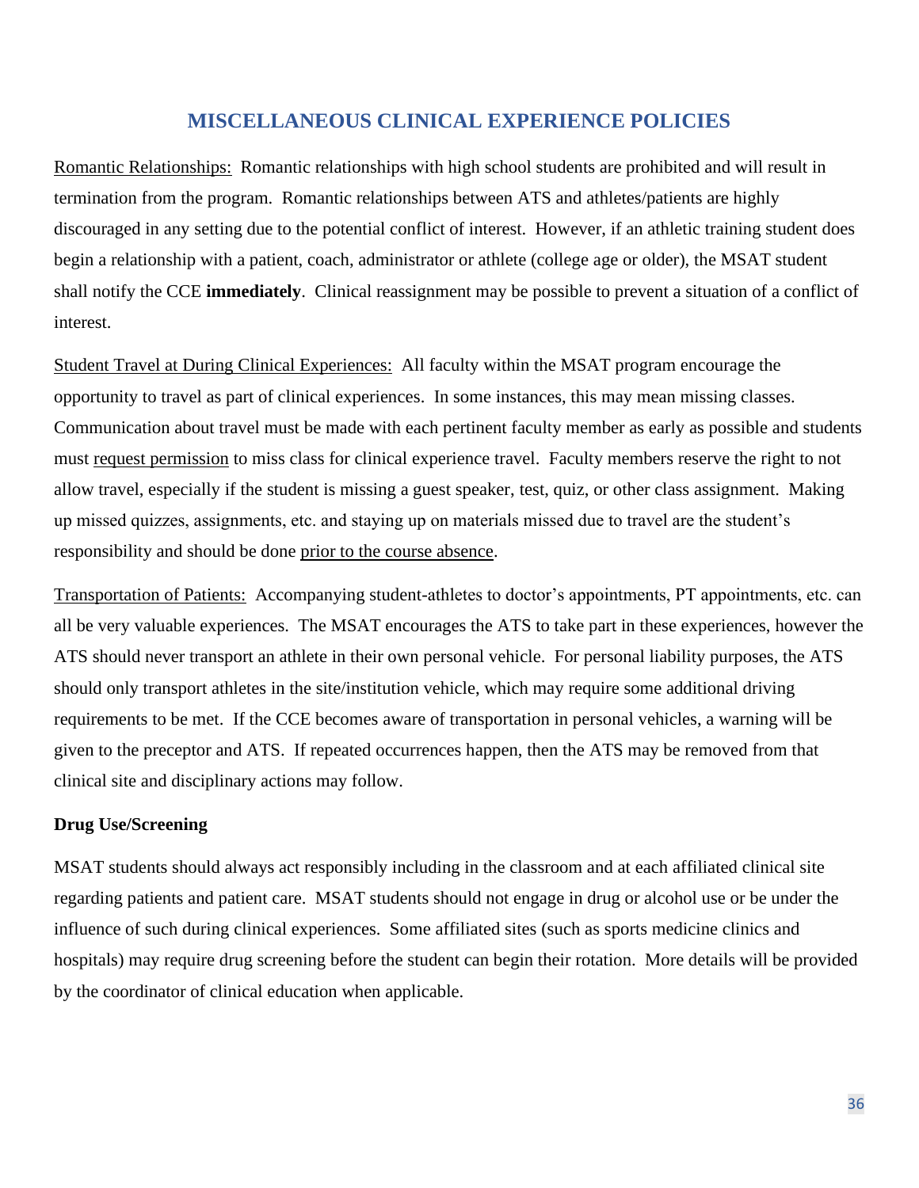## MISCELLANEOUS CLINICAL EXPERIENCE POLICIES

Romantic Relationships: Romantic relationships with high school students are prohibited and will result in termination from the program. Romantic relationships between ATS and athletes/patients are highly discouraged in any setting due to the potential conflict of interest. However, if an athletic training student does begin a relationship with a patient, coach, administrator or athlete (college age or older), the MSAT student shall notify the CCE **immediately**. Clinical reassignment may be possible to prevent a situation of a conflict of interest.

Student Travel at During Clinical Experiences: All faculty within the MSAT program encourage the opportunity to travel as part of clinical experiences. In some instances, this may mean missing classes. Communication about travel must be made with each pertinent faculty member as early as possible and students must request permission to miss class for clinical experience travel. Faculty members reserve the right to not allow travel, especially if the student is missing a guest speaker, test, quiz, or other class assignment. Making up missed quizzes, assignments, etc. and staying up on materials missed due to travel are the student's responsibility and should be done prior to the course absence.

Transportation of Patients: Accompanying student-athletes to doctor's appointments, PT appointments, etc. can all be very valuable experiences. The MSAT encourages the ATS to take part in these experiences, however the ATS should never transport an athlete in their own personal vehicle. For personal liability purposes, the ATS should only transport athletes in the site/institution vehicle, which may require some additional driving requirements to be met. If the CCE becomes aware of transportation in personal vehicles, a warning will be given to the preceptor and ATS. If repeated occurrences happen, then the ATS may be removed from that clinical site and disciplinary actions may follow.

**Drug Use/Screening**

MSAT students should always act responsibly including in the classroom and at each affiliated clinical site regarding patients and patient care. MSAT students should not engage in drug or alcohol use or be under the influence of such during clinical experiences. Some affiliated sites (such as sports medicine clinics and hospitals) may require drug screening before the student can begin their rotation. More details will be provided by the coordinator of clinical education when applicable.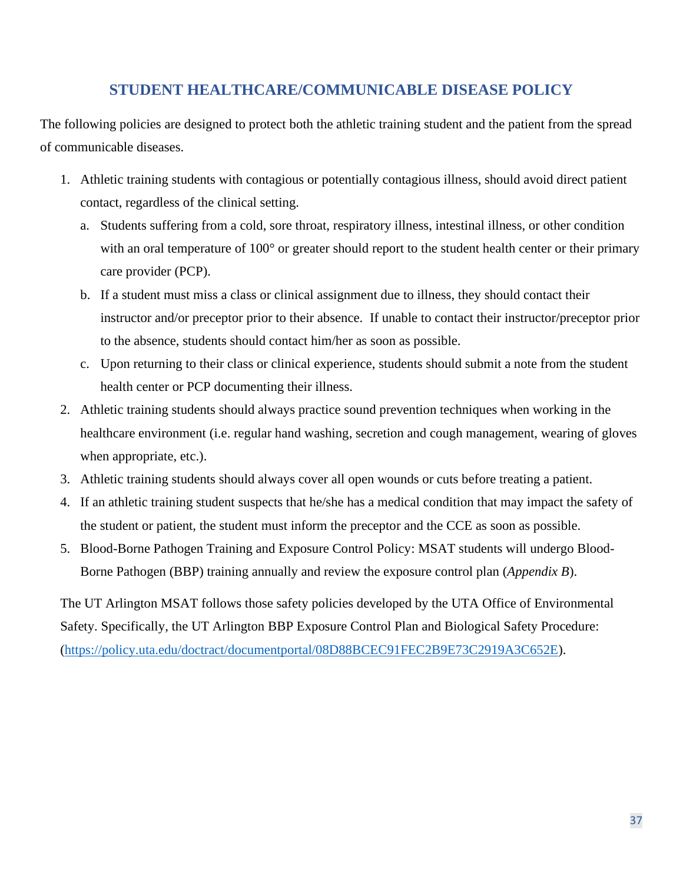## STUDENT HEALTHCARE/COMMUNICABLE DISEASE POLICY

The following policies are designed to protect both the athletic training student and the patient from the spread of communicable diseases.

1. Athletic training students with contagious or potentially contagious illness, should avoid direct patient contact, regardless of the clinical setting.
   a. Students suffering from a cold, sore throat, respiratory illness, intestinal illness, or other condition with an oral temperature of 100° or greater should report to the student health center or their primary care provider (PCP).
   b. If a student must miss a class or clinical assignment due to illness, they should contact their instructor and/or preceptor prior to their absence. If unable to contact their instructor/preceptor prior to the absence, students should contact him/her as soon as possible.
   c. Upon returning to their class or clinical experience, students should submit a note from the student health center or PCP documenting their illness.
2. Athletic training students should always practice sound prevention techniques when working in the healthcare environment (i.e. regular hand washing, secretion and cough management, wearing of gloves when appropriate, etc.).
3. Athletic training students should always cover all open wounds or cuts before treating a patient.
4. If an athletic training student suspects that he/she has a medical condition that may impact the safety of the student or patient, the student must inform the preceptor and the CCE as soon as possible.
5. Blood-Borne Pathogen Training and Exposure Control Policy: MSAT students will undergo Blood-Borne Pathogen (BBP) training annually and review the exposure control plan (*Appendix B*).

The UT Arlington MSAT follows those safety policies developed by the UTA Office of Environmental Safety. Specifically, the UT Arlington BBP Exposure Control Plan and Biological Safety Procedure: (https://policy.uta.edu/doctract/documentportal/08D88BCEC91FEC2B9E73C2919A3C652E).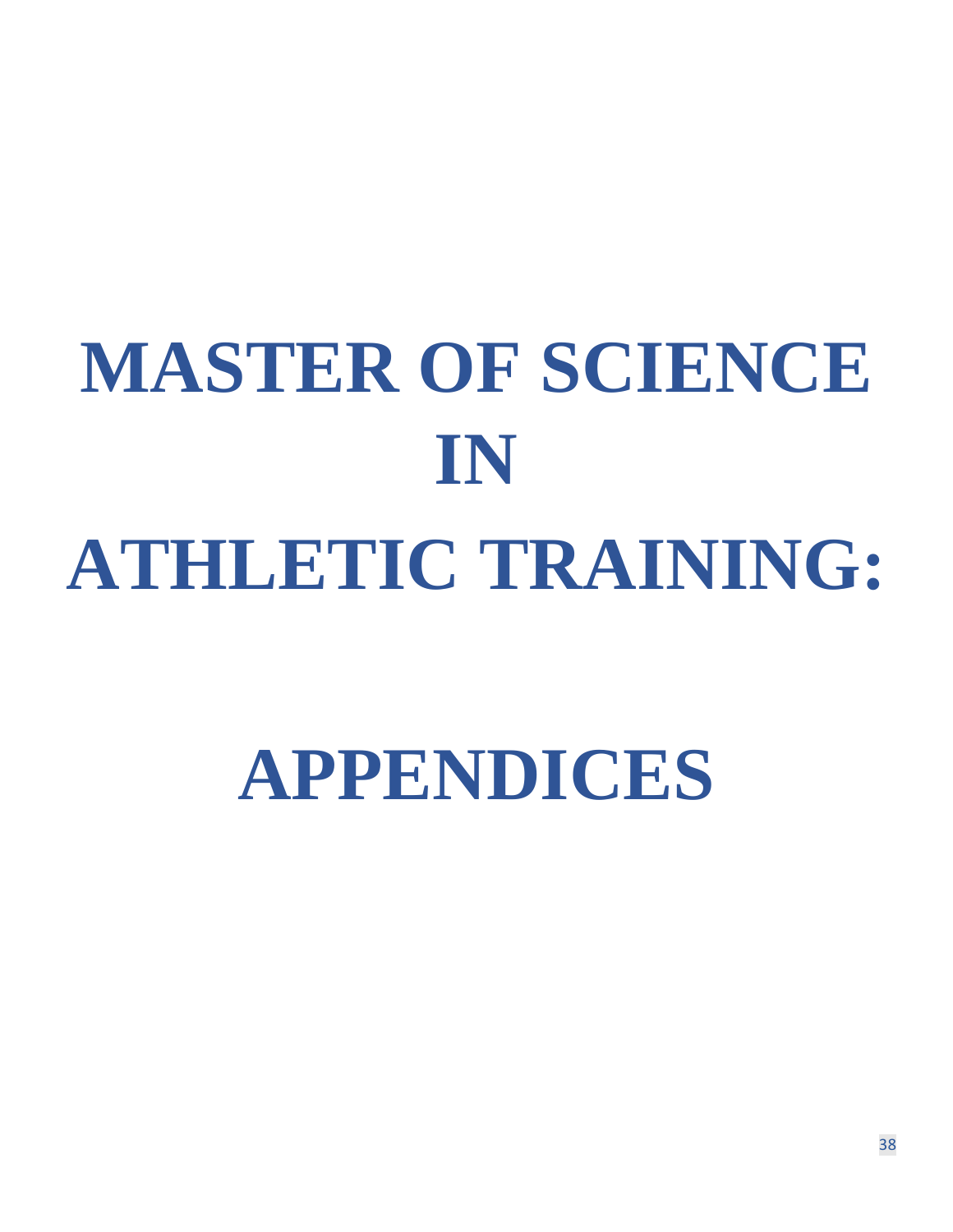# MASTER OF SCIENCE IN ATHLETIC TRAINING:

# APPENDICES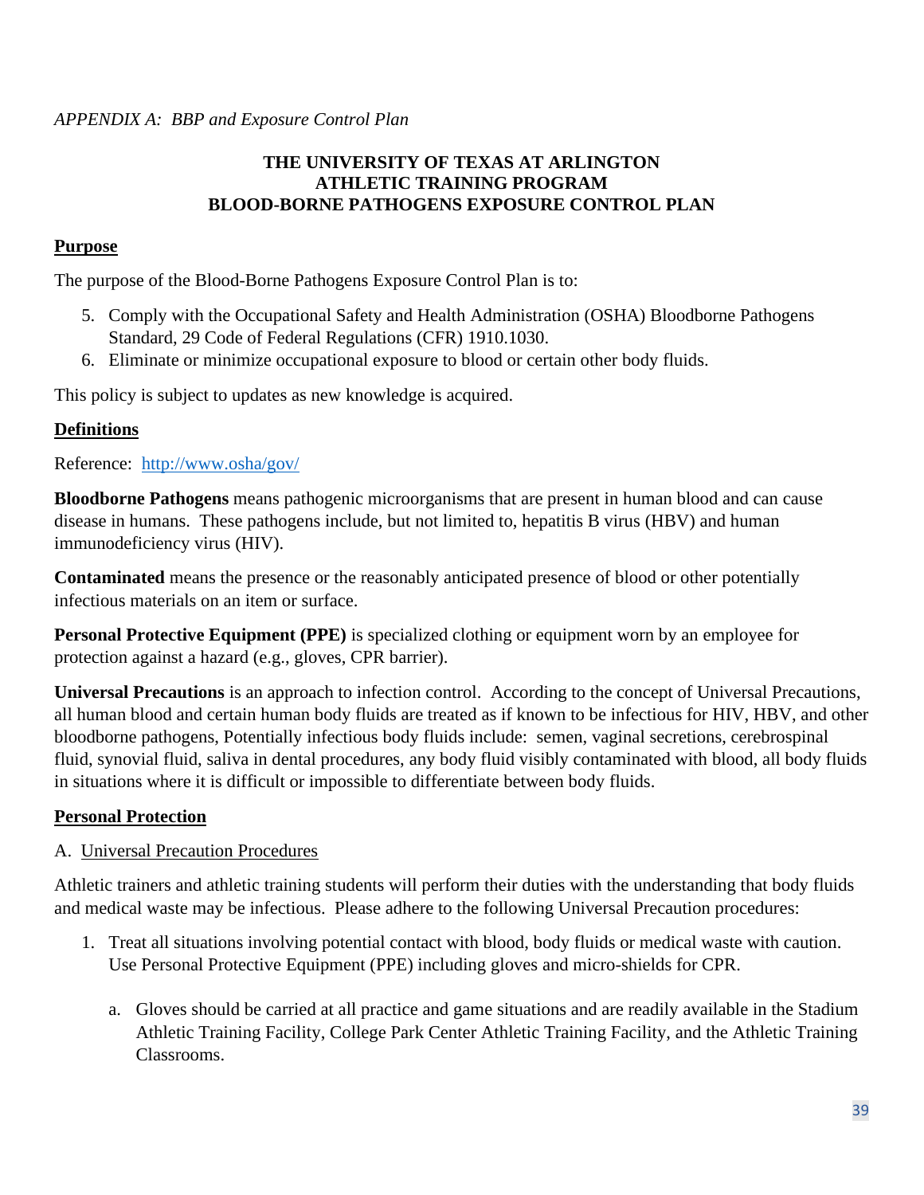*APPENDIX A: BBP and Exposure Control Plan*

**THE UNIVERSITY OF TEXAS AT ARLINGTON**
**ATHLETIC TRAINING PROGRAM**
**BLOOD-BORNE PATHOGENS EXPOSURE CONTROL PLAN**

**Purpose**

The purpose of the Blood-Borne Pathogens Exposure Control Plan is to:

5. Comply with the Occupational Safety and Health Administration (OSHA) Bloodborne Pathogens Standard, 29 Code of Federal Regulations (CFR) 1910.1030.
6. Eliminate or minimize occupational exposure to blood or certain other body fluids.

This policy is subject to updates as new knowledge is acquired.

**Definitions**

Reference: http://www.osha/gov/

**Bloodborne Pathogens** means pathogenic microorganisms that are present in human blood and can cause disease in humans. These pathogens include, but not limited to, hepatitis B virus (HBV) and human immunodeficiency virus (HIV).

**Contaminated** means the presence or the reasonably anticipated presence of blood or other potentially infectious materials on an item or surface.

**Personal Protective Equipment (PPE)** is specialized clothing or equipment worn by an employee for protection against a hazard (e.g., gloves, CPR barrier).

**Universal Precautions** is an approach to infection control. According to the concept of Universal Precautions, all human blood and certain human body fluids are treated as if known to be infectious for HIV, HBV, and other bloodborne pathogens, Potentially infectious body fluids include: semen, vaginal secretions, cerebrospinal fluid, synovial fluid, saliva in dental procedures, any body fluid visibly contaminated with blood, all body fluids in situations where it is difficult or impossible to differentiate between body fluids.

**Personal Protection**

A. Universal Precaution Procedures

Athletic trainers and athletic training students will perform their duties with the understanding that body fluids and medical waste may be infectious. Please adhere to the following Universal Precaution procedures:

1. Treat all situations involving potential contact with blood, body fluids or medical waste with caution. Use Personal Protective Equipment (PPE) including gloves and micro-shields for CPR.

   a. Gloves should be carried at all practice and game situations and are readily available in the Stadium Athletic Training Facility, College Park Center Athletic Training Facility, and the Athletic Training Classrooms.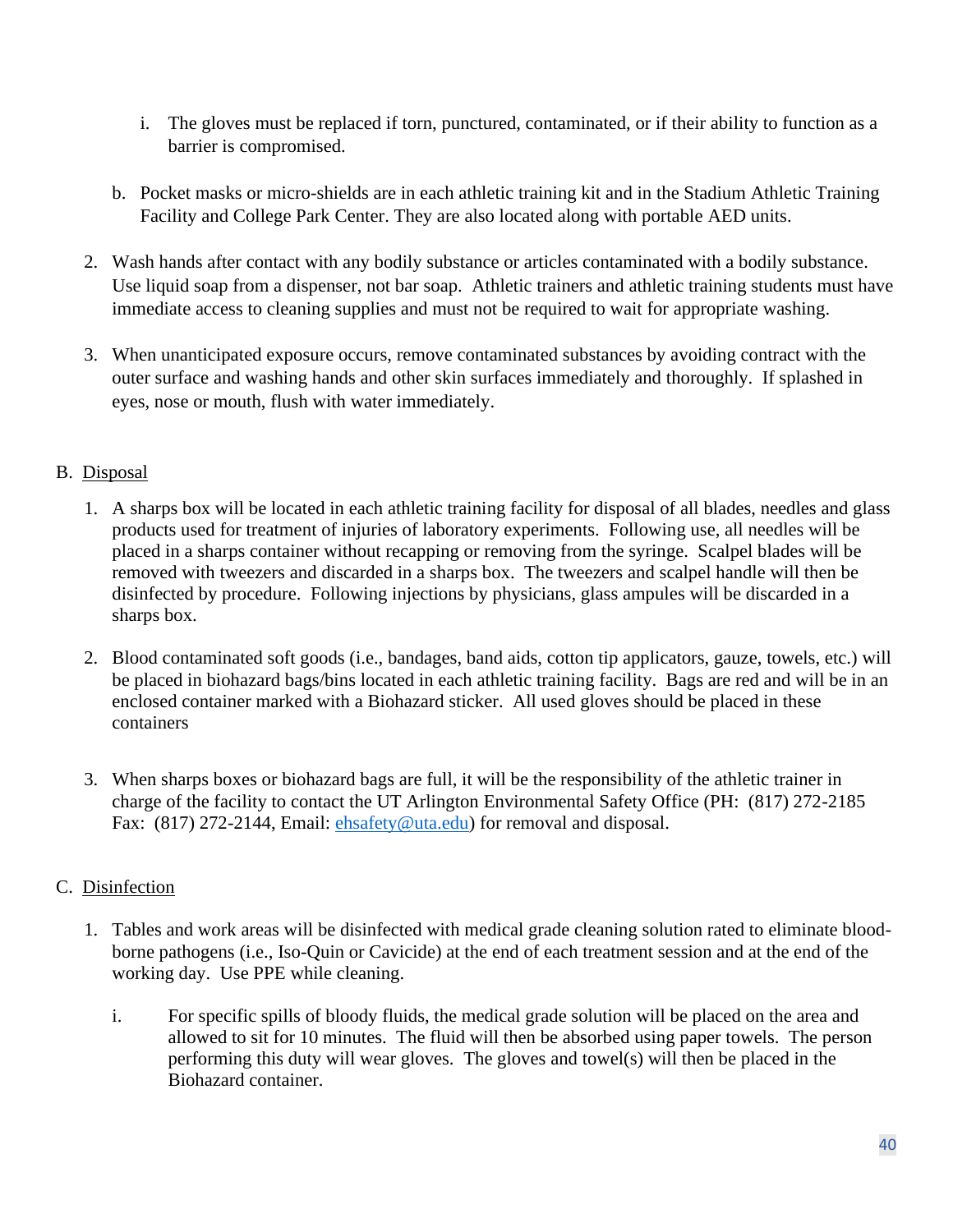i. The gloves must be replaced if torn, punctured, contaminated, or if their ability to function as a barrier is compromised.

   b. Pocket masks or micro-shields are in each athletic training kit and in the Stadium Athletic Training Facility and College Park Center. They are also located along with portable AED units.

2. Wash hands after contact with any bodily substance or articles contaminated with a bodily substance. Use liquid soap from a dispenser, not bar soap. Athletic trainers and athletic training students must have immediate access to cleaning supplies and must not be required to wait for appropriate washing.

3. When unanticipated exposure occurs, remove contaminated substances by avoiding contract with the outer surface and washing hands and other skin surfaces immediately and thoroughly. If splashed in eyes, nose or mouth, flush with water immediately.

B. <u>Disposal</u>

1. A sharps box will be located in each athletic training facility for disposal of all blades, needles and glass products used for treatment of injuries of laboratory experiments. Following use, all needles will be placed in a sharps container without recapping or removing from the syringe. Scalpel blades will be removed with tweezers and discarded in a sharps box. The tweezers and scalpel handle will then be disinfected by procedure. Following injections by physicians, glass ampules will be discarded in a sharps box.

2. Blood contaminated soft goods (i.e., bandages, band aids, cotton tip applicators, gauze, towels, etc.) will be placed in biohazard bags/bins located in each athletic training facility. Bags are red and will be in an enclosed container marked with a Biohazard sticker. All used gloves should be placed in these containers

3. When sharps boxes or biohazard bags are full, it will be the responsibility of the athletic trainer in charge of the facility to contact the UT Arlington Environmental Safety Office (PH: (817) 272-2185 Fax: (817) 272-2144, Email: ehsafety@uta.edu) for removal and disposal.

C. <u>Disinfection</u>

1. Tables and work areas will be disinfected with medical grade cleaning solution rated to eliminate blood-borne pathogens (i.e., Iso-Quin or Cavicide) at the end of each treatment session and at the end of the working day. Use PPE while cleaning.

   i. For specific spills of bloody fluids, the medical grade solution will be placed on the area and allowed to sit for 10 minutes. The fluid will then be absorbed using paper towels. The person performing this duty will wear gloves. The gloves and towel(s) will then be placed in the Biohazard container.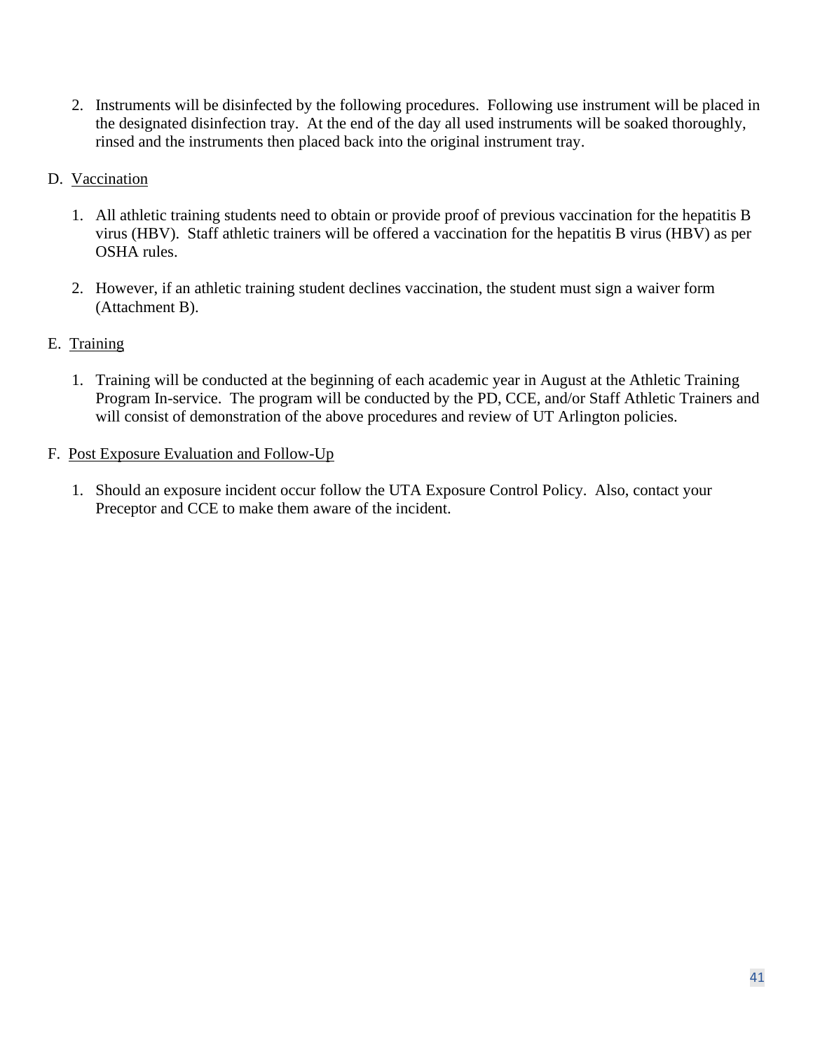2. Instruments will be disinfected by the following procedures. Following use instrument will be placed in the designated disinfection tray. At the end of the day all used instruments will be soaked thoroughly, rinsed and the instruments then placed back into the original instrument tray.

D. <u>Vaccination</u>

1. All athletic training students need to obtain or provide proof of previous vaccination for the hepatitis B virus (HBV). Staff athletic trainers will be offered a vaccination for the hepatitis B virus (HBV) as per OSHA rules.

2. However, if an athletic training student declines vaccination, the student must sign a waiver form (Attachment B).

E. <u>Training</u>

1. Training will be conducted at the beginning of each academic year in August at the Athletic Training Program In-service. The program will be conducted by the PD, CCE, and/or Staff Athletic Trainers and will consist of demonstration of the above procedures and review of UT Arlington policies.

F. <u>Post Exposure Evaluation and Follow-Up</u>

1. Should an exposure incident occur follow the UTA Exposure Control Policy. Also, contact your Preceptor and CCE to make them aware of the incident.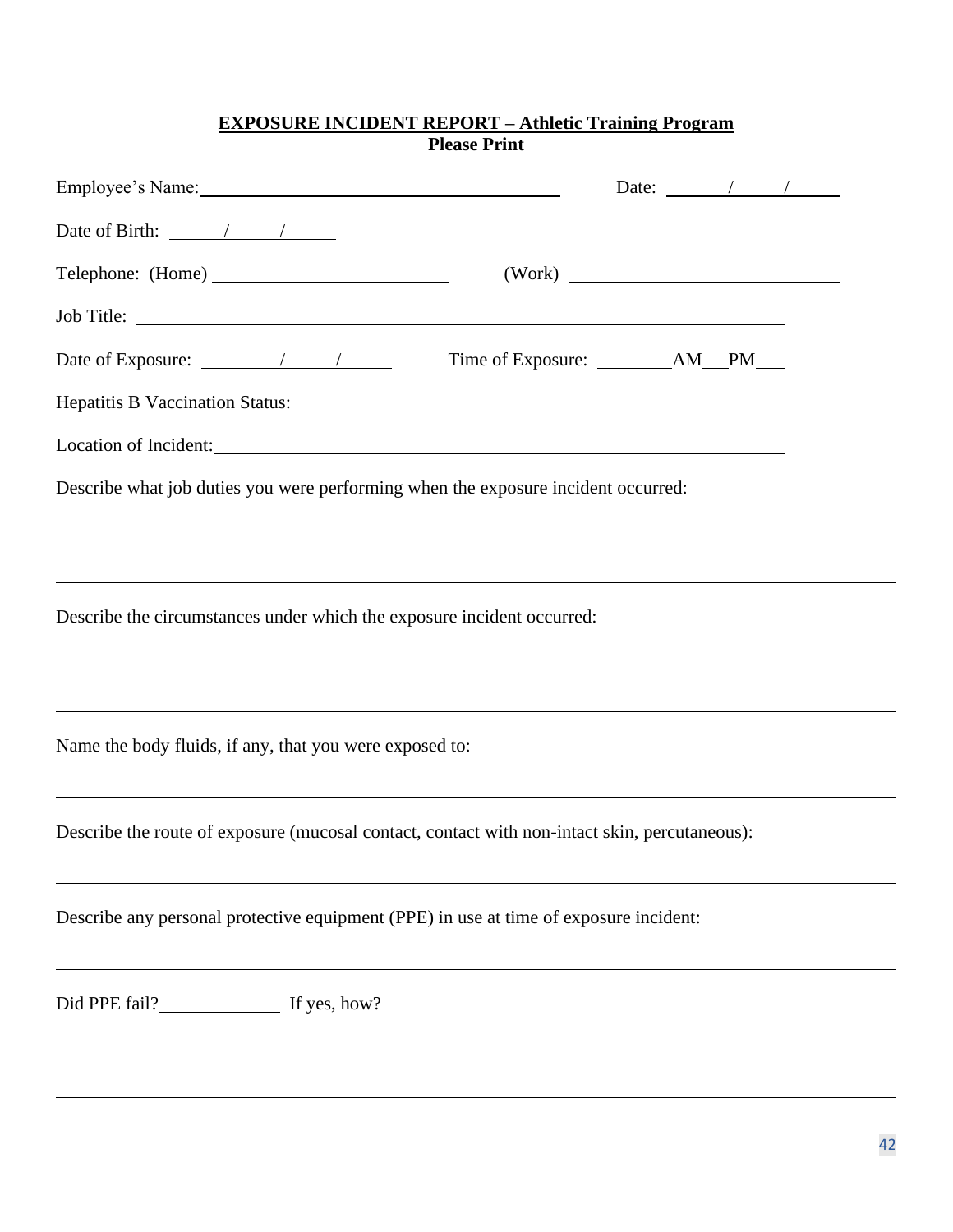**EXPOSURE INCIDENT REPORT – Athletic Training Program**

**Please Print**

Employee's Name: ______________________________ Date: ____/____/____

Date of Birth: ____/____/____

Telephone: (Home) ______________________ (Work) ______________________

Job Title: ______________________________________________

Date of Exposure: ____/____/____ Time of Exposure: ________ AM ___ PM ___

Hepatitis B Vaccination Status: ______________________________________________

Location of Incident: ______________________________________________

Describe what job duties you were performing when the exposure incident occurred:

______________________________________________

______________________________________________

Describe the circumstances under which the exposure incident occurred:

______________________________________________

______________________________________________

Name the body fluids, if any, that you were exposed to:

______________________________________________

Describe the route of exposure (mucosal contact, contact with non-intact skin, percutaneous):

______________________________________________

Describe any personal protective equipment (PPE) in use at time of exposure incident:

______________________________________________

Did PPE fail? ____________ If yes, how?

______________________________________________

______________________________________________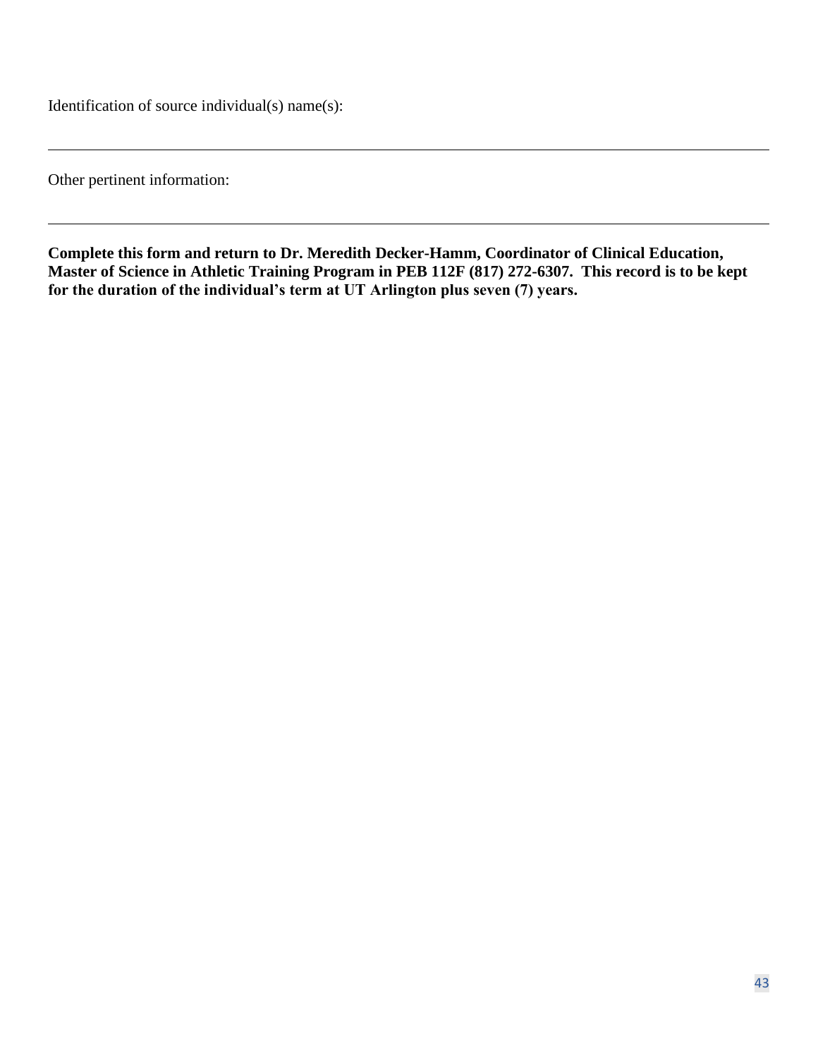Identification of source individual(s) name(s):

___

Other pertinent information:

___

**Complete this form and return to Dr. Meredith Decker-Hamm, Coordinator of Clinical Education, Master of Science in Athletic Training Program in PEB 112F (817) 272-6307. This record is to be kept for the duration of the individual's term at UT Arlington plus seven (7) years.**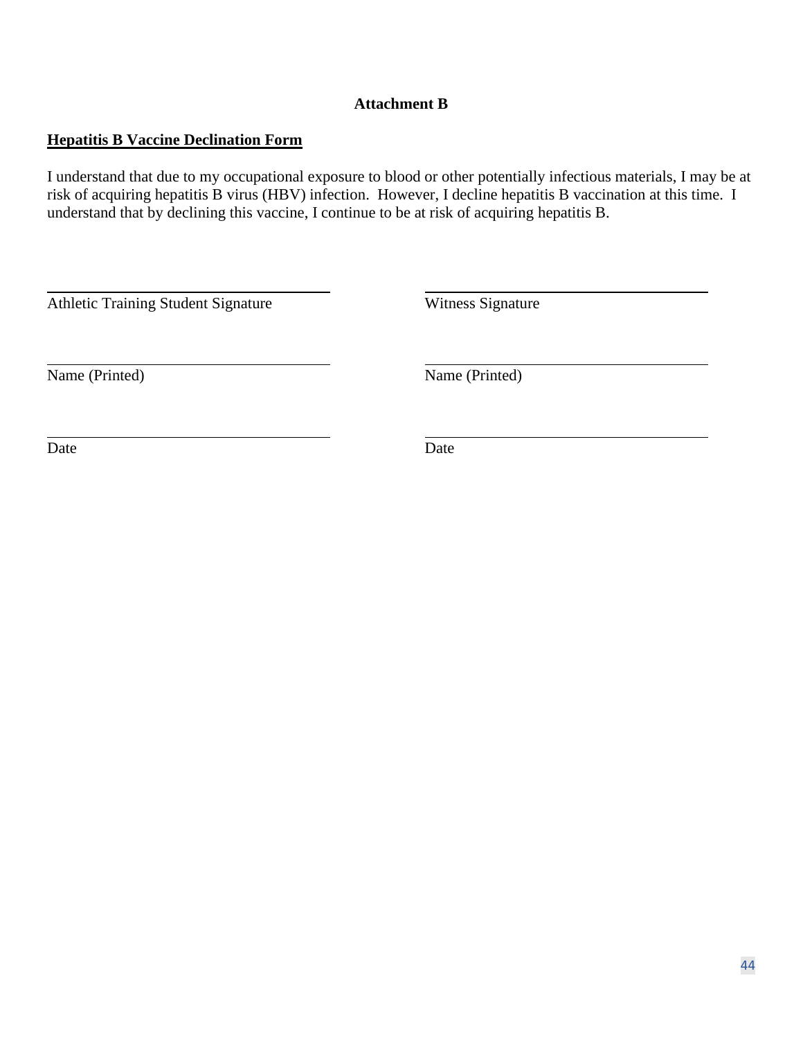**Attachment B**

**Hepatitis B Vaccine Declination Form**

I understand that due to my occupational exposure to blood or other potentially infectious materials, I may be at risk of acquiring hepatitis B virus (HBV) infection. However, I decline hepatitis B vaccination at this time. I understand that by declining this vaccine, I continue to be at risk of acquiring hepatitis B.

| | |
|---|---|
| \_\_\_\_\_\_\_\_\_\_\_\_\_\_\_\_\_\_\_\_\_\_\_\_\_\_\_\_\_\_ | \_\_\_\_\_\_\_\_\_\_\_\_\_\_\_\_\_\_\_\_\_\_\_\_\_\_\_\_\_\_ |
| Athletic Training Student Signature | Witness Signature |
| \_\_\_\_\_\_\_\_\_\_\_\_\_\_\_\_\_\_\_\_\_\_\_\_\_\_\_\_\_\_ | \_\_\_\_\_\_\_\_\_\_\_\_\_\_\_\_\_\_\_\_\_\_\_\_\_\_\_\_\_\_ |
| Name (Printed) | Name (Printed) |
| \_\_\_\_\_\_\_\_\_\_\_\_\_\_\_\_\_\_\_\_\_\_\_\_\_\_\_\_\_\_ | \_\_\_\_\_\_\_\_\_\_\_\_\_\_\_\_\_\_\_\_\_\_\_\_\_\_\_\_\_\_ |
| Date | Date |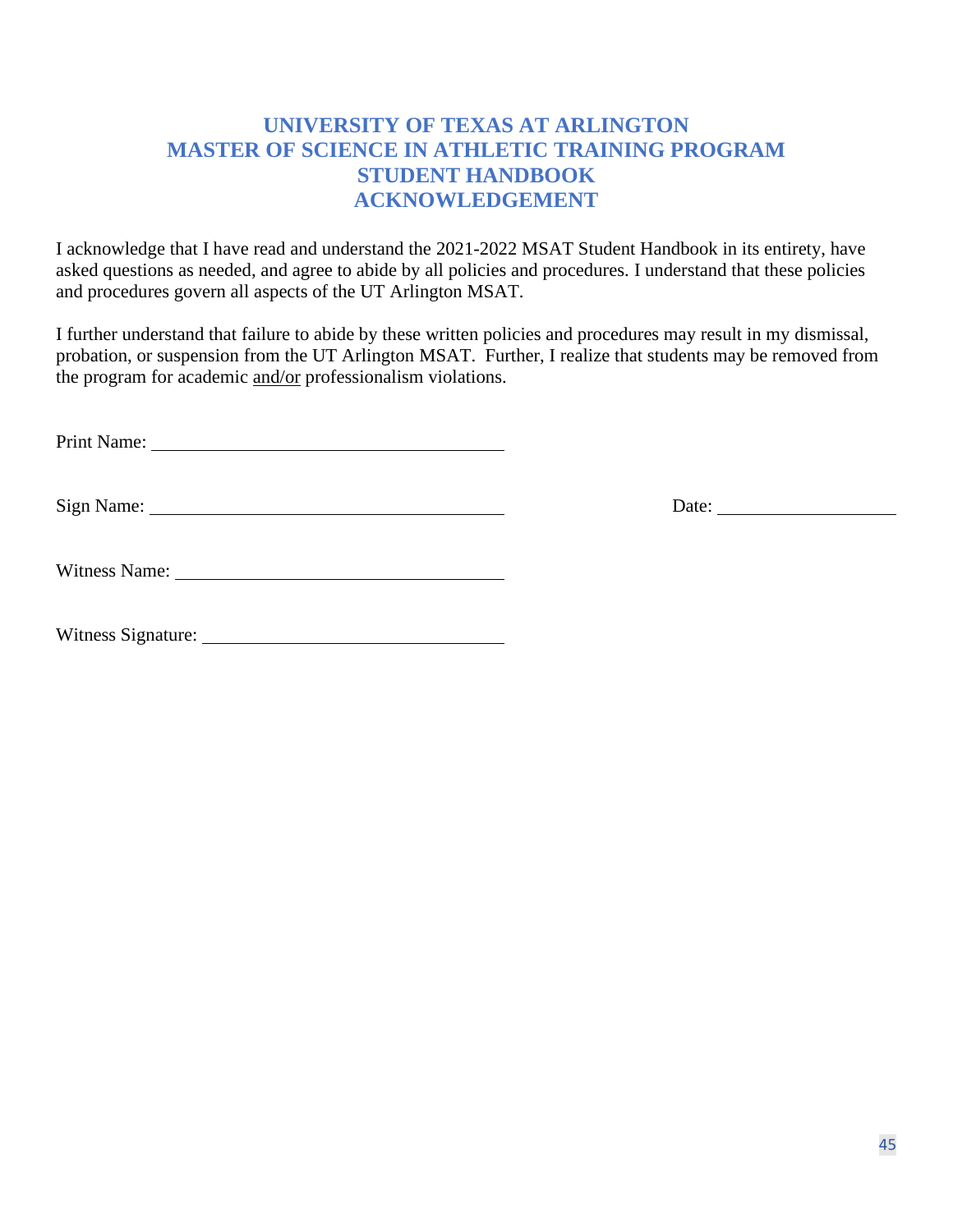# UNIVERSITY OF TEXAS AT ARLINGTON
# MASTER OF SCIENCE IN ATHLETIC TRAINING PROGRAM
# STUDENT HANDBOOK
# ACKNOWLEDGEMENT

I acknowledge that I have read and understand the 2021-2022 MSAT Student Handbook in its entirety, have asked questions as needed, and agree to abide by all policies and procedures. I understand that these policies and procedures govern all aspects of the UT Arlington MSAT.

I further understand that failure to abide by these written policies and procedures may result in my dismissal, probation, or suspension from the UT Arlington MSAT. Further, I realize that students may be removed from the program for academic and/or professionalism violations.

Print Name: ______________________________________

Sign Name: ______________________________________ Date: ____________________

Witness Name: ___________________________________

Witness Signature: ________________________________